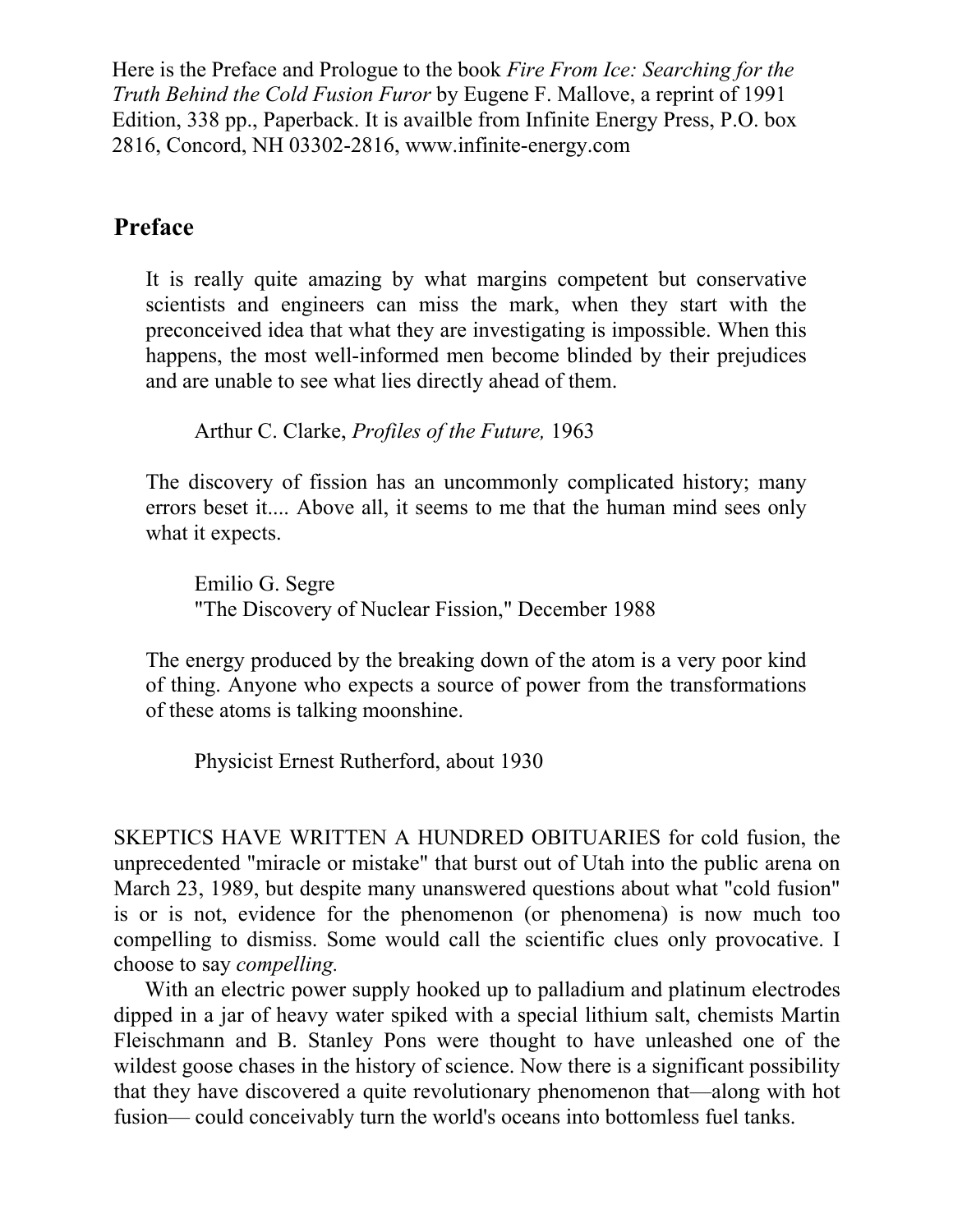Here is the Preface and Prologue to the book *Fire From Ice: Searching for the Truth Behind the Cold Fusion Furor* by Eugene F. Mallove, a reprint of 1991 Edition, 338 pp., Paperback. It is availble from Infinite Energy Press, P.O. box 2816, Concord, NH 03302-2816, www.infinite-energy.com

## Preface

> It is really quite amazing by what margins competent but conservative scientists and engineers can miss the mark, when they start with the preconceived idea that what they are investigating is impossible. When this happens, the most well-informed men become blinded by their prejudices and are unable to see what lies directly ahead of them.
>
> Arthur C. Clarke, *Profiles of the Future,* 1963

> The discovery of fission has an uncommonly complicated history; many errors beset it.... Above all, it seems to me that the human mind sees only what it expects.
>
> Emilio G. Segre
> "The Discovery of Nuclear Fission," December 1988

> The energy produced by the breaking down of the atom is a very poor kind of thing. Anyone who expects a source of power from the transformations of these atoms is talking moonshine.
>
> Physicist Ernest Rutherford, about 1930

SKEPTICS HAVE WRITTEN A HUNDRED OBITUARIES for cold fusion, the unprecedented "miracle or mistake" that burst out of Utah into the public arena on March 23, 1989, but despite many unanswered questions about what "cold fusion" is or is not, evidence for the phenomenon (or phenomena) is now much too compelling to dismiss. Some would call the scientific clues only provocative. I choose to say *compelling.*

With an electric power supply hooked up to palladium and platinum electrodes dipped in a jar of heavy water spiked with a special lithium salt, chemists Martin Fleischmann and B. Stanley Pons were thought to have unleashed one of the wildest goose chases in the history of science. Now there is a significant possibility that they have discovered a quite revolutionary phenomenon that—along with hot fusion— could conceivably turn the world's oceans into bottomless fuel tanks.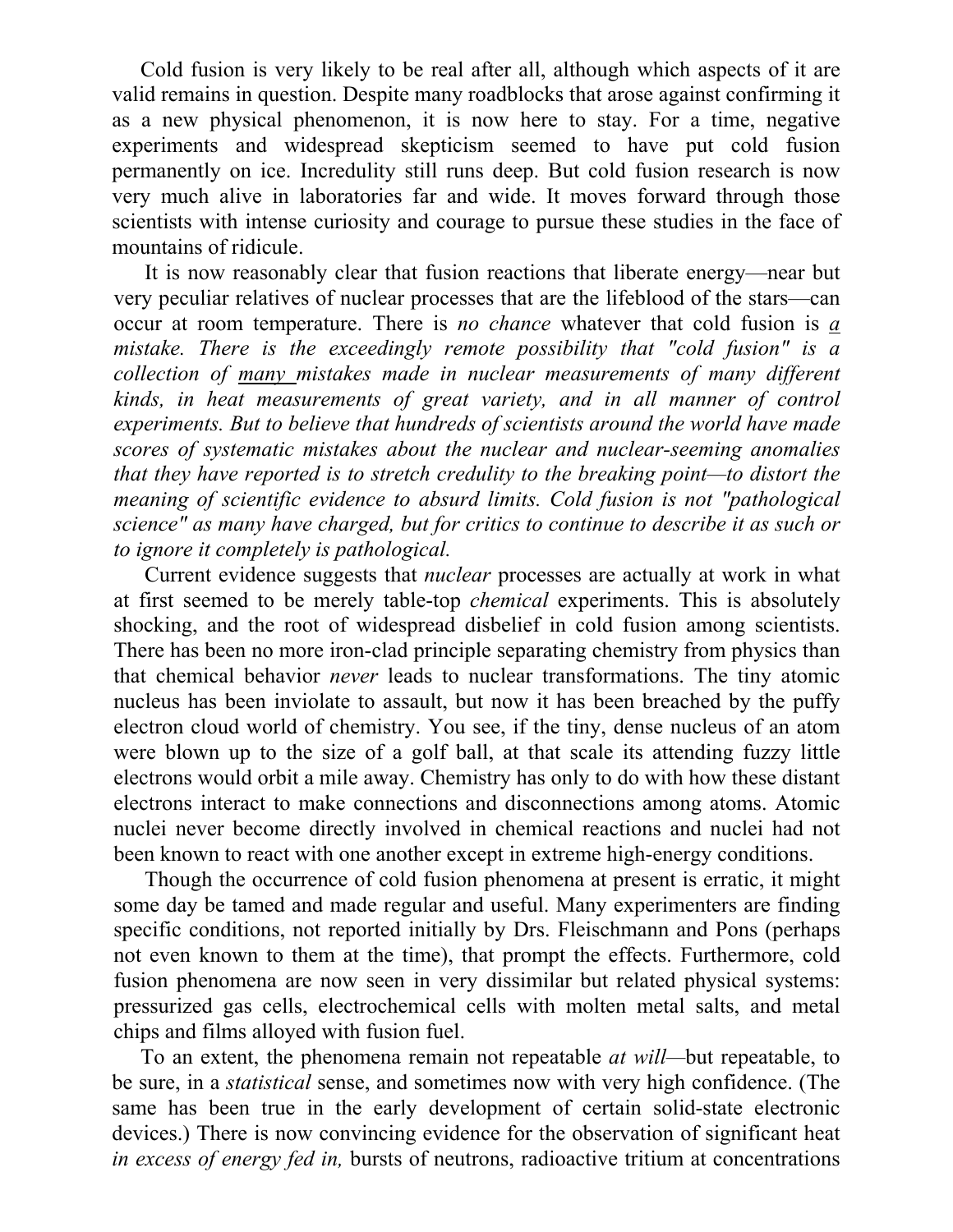Cold fusion is very likely to be real after all, although which aspects of it are valid remains in question. Despite many roadblocks that arose against confirming it as a new physical phenomenon, it is now here to stay. For a time, negative experiments and widespread skepticism seemed to have put cold fusion permanently on ice. Incredulity still runs deep. But cold fusion research is now very much alive in laboratories far and wide. It moves forward through those scientists with intense curiosity and courage to pursue these studies in the face of mountains of ridicule.

It is now reasonably clear that fusion reactions that liberate energy—near but very peculiar relatives of nuclear processes that are the lifeblood of the stars—can occur at room temperature. There is *no chance* whatever that cold fusion is *a mistake. There is the exceedingly remote possibility that "cold fusion" is a collection of many mistakes made in nuclear measurements of many different kinds, in heat measurements of great variety, and in all manner of control experiments. But to believe that hundreds of scientists around the world have made scores of systematic mistakes about the nuclear and nuclear-seeming anomalies that they have reported is to stretch credulity to the breaking point—to distort the meaning of scientific evidence to absurd limits. Cold fusion is not "pathological science" as many have charged, but for critics to continue to describe it as such or to ignore it completely is pathological.*

Current evidence suggests that *nuclear* processes are actually at work in what at first seemed to be merely table-top *chemical* experiments. This is absolutely shocking, and the root of widespread disbelief in cold fusion among scientists. There has been no more iron-clad principle separating chemistry from physics than that chemical behavior *never* leads to nuclear transformations. The tiny atomic nucleus has been inviolate to assault, but now it has been breached by the puffy electron cloud world of chemistry. You see, if the tiny, dense nucleus of an atom were blown up to the size of a golf ball, at that scale its attending fuzzy little electrons would orbit a mile away. Chemistry has only to do with how these distant electrons interact to make connections and disconnections among atoms. Atomic nuclei never become directly involved in chemical reactions and nuclei had not been known to react with one another except in extreme high-energy conditions.

Though the occurrence of cold fusion phenomena at present is erratic, it might some day be tamed and made regular and useful. Many experimenters are finding specific conditions, not reported initially by Drs. Fleischmann and Pons (perhaps not even known to them at the time), that prompt the effects. Furthermore, cold fusion phenomena are now seen in very dissimilar but related physical systems: pressurized gas cells, electrochemical cells with molten metal salts, and metal chips and films alloyed with fusion fuel.

To an extent, the phenomena remain not repeatable *at will*—but repeatable, to be sure, in a *statistical* sense, and sometimes now with very high confidence. (The same has been true in the early development of certain solid-state electronic devices.) There is now convincing evidence for the observation of significant heat *in excess of energy fed in,* bursts of neutrons, radioactive tritium at concentrations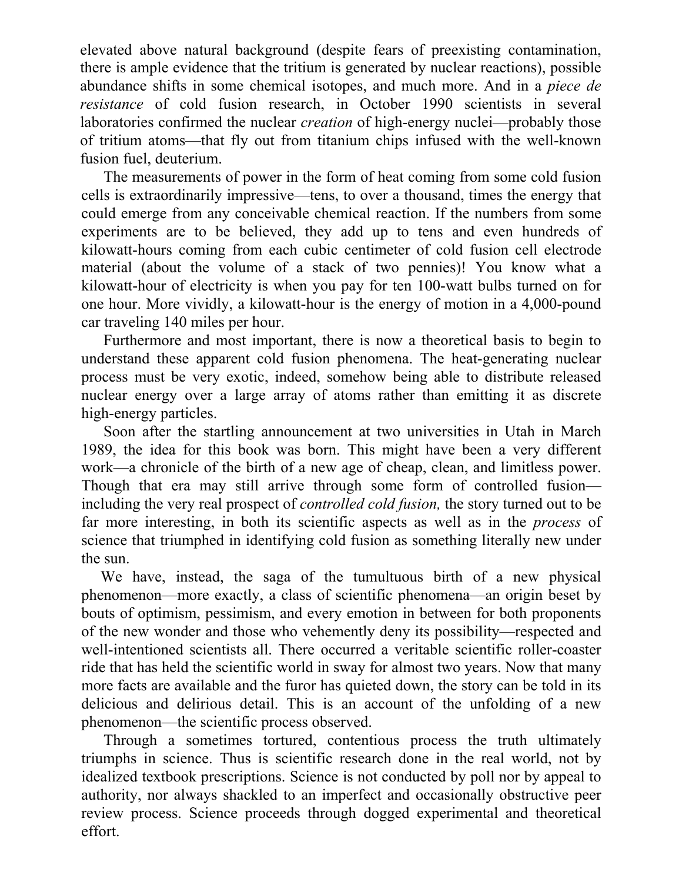elevated above natural background (despite fears of preexisting contamination, there is ample evidence that the tritium is generated by nuclear reactions), possible abundance shifts in some chemical isotopes, and much more. And in a *piece de resistance* of cold fusion research, in October 1990 scientists in several laboratories confirmed the nuclear *creation* of high-energy nuclei—probably those of tritium atoms—that fly out from titanium chips infused with the well-known fusion fuel, deuterium.

The measurements of power in the form of heat coming from some cold fusion cells is extraordinarily impressive—tens, to over a thousand, times the energy that could emerge from any conceivable chemical reaction. If the numbers from some experiments are to be believed, they add up to tens and even hundreds of kilowatt-hours coming from each cubic centimeter of cold fusion cell electrode material (about the volume of a stack of two pennies)! You know what a kilowatt-hour of electricity is when you pay for ten 100-watt bulbs turned on for one hour. More vividly, a kilowatt-hour is the energy of motion in a 4,000-pound car traveling 140 miles per hour.

Furthermore and most important, there is now a theoretical basis to begin to understand these apparent cold fusion phenomena. The heat-generating nuclear process must be very exotic, indeed, somehow being able to distribute released nuclear energy over a large array of atoms rather than emitting it as discrete high-energy particles.

Soon after the startling announcement at two universities in Utah in March 1989, the idea for this book was born. This might have been a very different work—a chronicle of the birth of a new age of cheap, clean, and limitless power. Though that era may still arrive through some form of controlled fusion—including the very real prospect of *controlled cold fusion,* the story turned out to be far more interesting, in both its scientific aspects as well as in the *process* of science that triumphed in identifying cold fusion as something literally new under the sun.

We have, instead, the saga of the tumultuous birth of a new physical phenomenon—more exactly, a class of scientific phenomena—an origin beset by bouts of optimism, pessimism, and every emotion in between for both proponents of the new wonder and those who vehemently deny its possibility—respected and well-intentioned scientists all. There occurred a veritable scientific roller-coaster ride that has held the scientific world in sway for almost two years. Now that many more facts are available and the furor has quieted down, the story can be told in its delicious and delirious detail. This is an account of the unfolding of a new phenomenon—the scientific process observed.

Through a sometimes tortured, contentious process the truth ultimately triumphs in science. Thus is scientific research done in the real world, not by idealized textbook prescriptions. Science is not conducted by poll nor by appeal to authority, nor always shackled to an imperfect and occasionally obstructive peer review process. Science proceeds through dogged experimental and theoretical effort.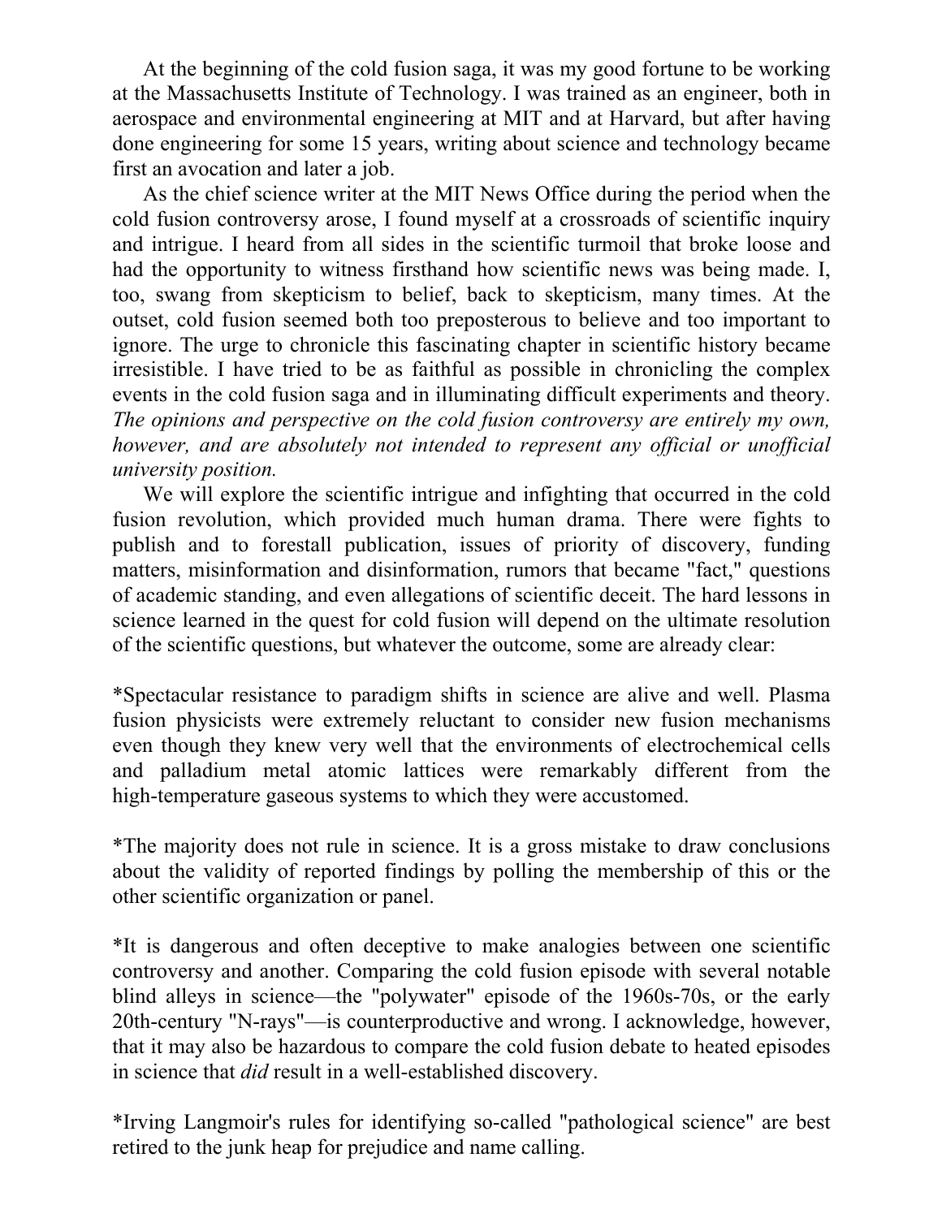At the beginning of the cold fusion saga, it was my good fortune to be working at the Massachusetts Institute of Technology. I was trained as an engineer, both in aerospace and environmental engineering at MIT and at Harvard, but after having done engineering for some 15 years, writing about science and technology became first an avocation and later a job.

As the chief science writer at the MIT News Office during the period when the cold fusion controversy arose, I found myself at a crossroads of scientific inquiry and intrigue. I heard from all sides in the scientific turmoil that broke loose and had the opportunity to witness firsthand how scientific news was being made. I, too, swang from skepticism to belief, back to skepticism, many times. At the outset, cold fusion seemed both too preposterous to believe and too important to ignore. The urge to chronicle this fascinating chapter in scientific history became irresistible. I have tried to be as faithful as possible in chronicling the complex events in the cold fusion saga and in illuminating difficult experiments and theory. *The opinions and perspective on the cold fusion controversy are entirely my own, however, and are absolutely not intended to represent any official or unofficial university position.*

We will explore the scientific intrigue and infighting that occurred in the cold fusion revolution, which provided much human drama. There were fights to publish and to forestall publication, issues of priority of discovery, funding matters, misinformation and disinformation, rumors that became "fact," questions of academic standing, and even allegations of scientific deceit. The hard lessons in science learned in the quest for cold fusion will depend on the ultimate resolution of the scientific questions, but whatever the outcome, some are already clear:

*Spectacular resistance to paradigm shifts in science are alive and well. Plasma fusion physicists were extremely reluctant to consider new fusion mechanisms even though they knew very well that the environments of electrochemical cells and palladium metal atomic lattices were remarkably different from the high-temperature gaseous systems to which they were accustomed.

*The majority does not rule in science. It is a gross mistake to draw conclusions about the validity of reported findings by polling the membership of this or the other scientific organization or panel.

*It is dangerous and often deceptive to make analogies between one scientific controversy and another. Comparing the cold fusion episode with several notable blind alleys in science—the "polywater" episode of the 1960s-70s, or the early 20th-century "N-rays"—is counterproductive and wrong. I acknowledge, however, that it may also be hazardous to compare the cold fusion debate to heated episodes in science that *did* result in a well-established discovery.

*Irving Langmoir's rules for identifying so-called "pathological science" are best retired to the junk heap for prejudice and name calling.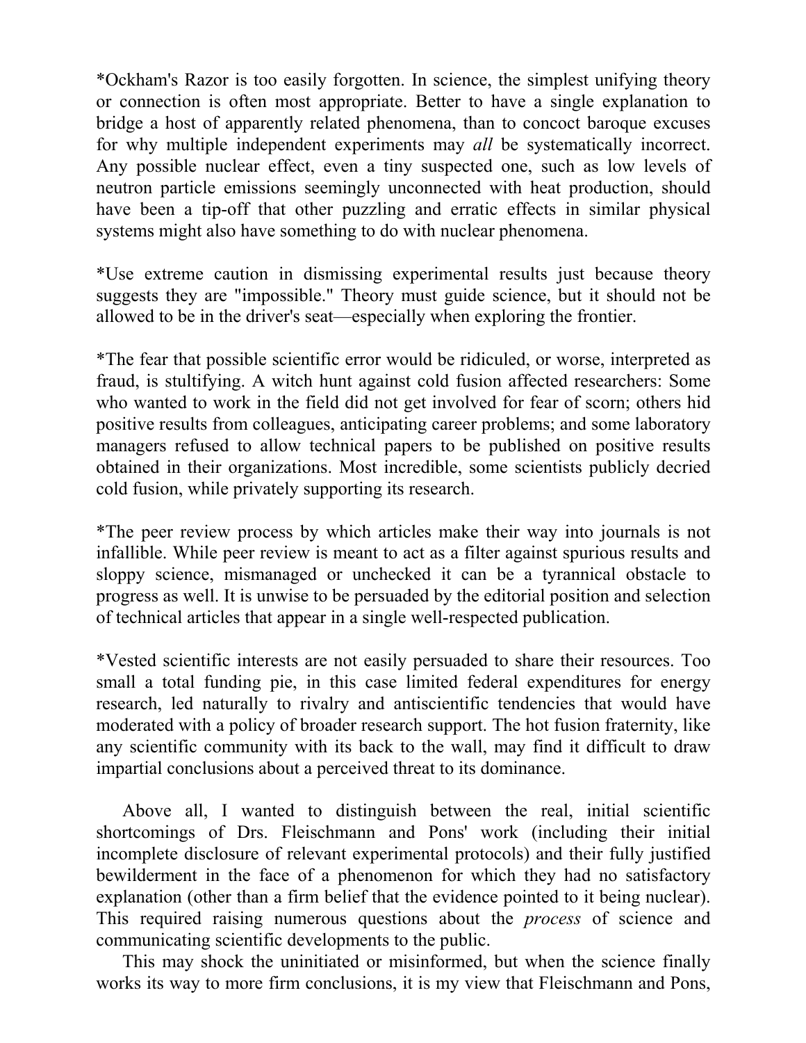*Ockham's Razor is too easily forgotten. In science, the simplest unifying theory or connection is often most appropriate. Better to have a single explanation to bridge a host of apparently related phenomena, than to concoct baroque excuses for why multiple independent experiments may *all* be systematically incorrect. Any possible nuclear effect, even a tiny suspected one, such as low levels of neutron particle emissions seemingly unconnected with heat production, should have been a tip-off that other puzzling and erratic effects in similar physical systems might also have something to do with nuclear phenomena.

*Use extreme caution in dismissing experimental results just because theory suggests they are "impossible." Theory must guide science, but it should not be allowed to be in the driver's seat—especially when exploring the frontier.

*The fear that possible scientific error would be ridiculed, or worse, interpreted as fraud, is stultifying. A witch hunt against cold fusion affected researchers: Some who wanted to work in the field did not get involved for fear of scorn; others hid positive results from colleagues, anticipating career problems; and some laboratory managers refused to allow technical papers to be published on positive results obtained in their organizations. Most incredible, some scientists publicly decried cold fusion, while privately supporting its research.

*The peer review process by which articles make their way into journals is not infallible. While peer review is meant to act as a filter against spurious results and sloppy science, mismanaged or unchecked it can be a tyrannical obstacle to progress as well. It is unwise to be persuaded by the editorial position and selection of technical articles that appear in a single well-respected publication.

*Vested scientific interests are not easily persuaded to share their resources. Too small a total funding pie, in this case limited federal expenditures for energy research, led naturally to rivalry and antiscientific tendencies that would have moderated with a policy of broader research support. The hot fusion fraternity, like any scientific community with its back to the wall, may find it difficult to draw impartial conclusions about a perceived threat to its dominance.

Above all, I wanted to distinguish between the real, initial scientific shortcomings of Drs. Fleischmann and Pons' work (including their initial incomplete disclosure of relevant experimental protocols) and their fully justified bewilderment in the face of a phenomenon for which they had no satisfactory explanation (other than a firm belief that the evidence pointed to it being nuclear). This required raising numerous questions about the *process* of science and communicating scientific developments to the public.

This may shock the uninitiated or misinformed, but when the science finally works its way to more firm conclusions, it is my view that Fleischmann and Pons,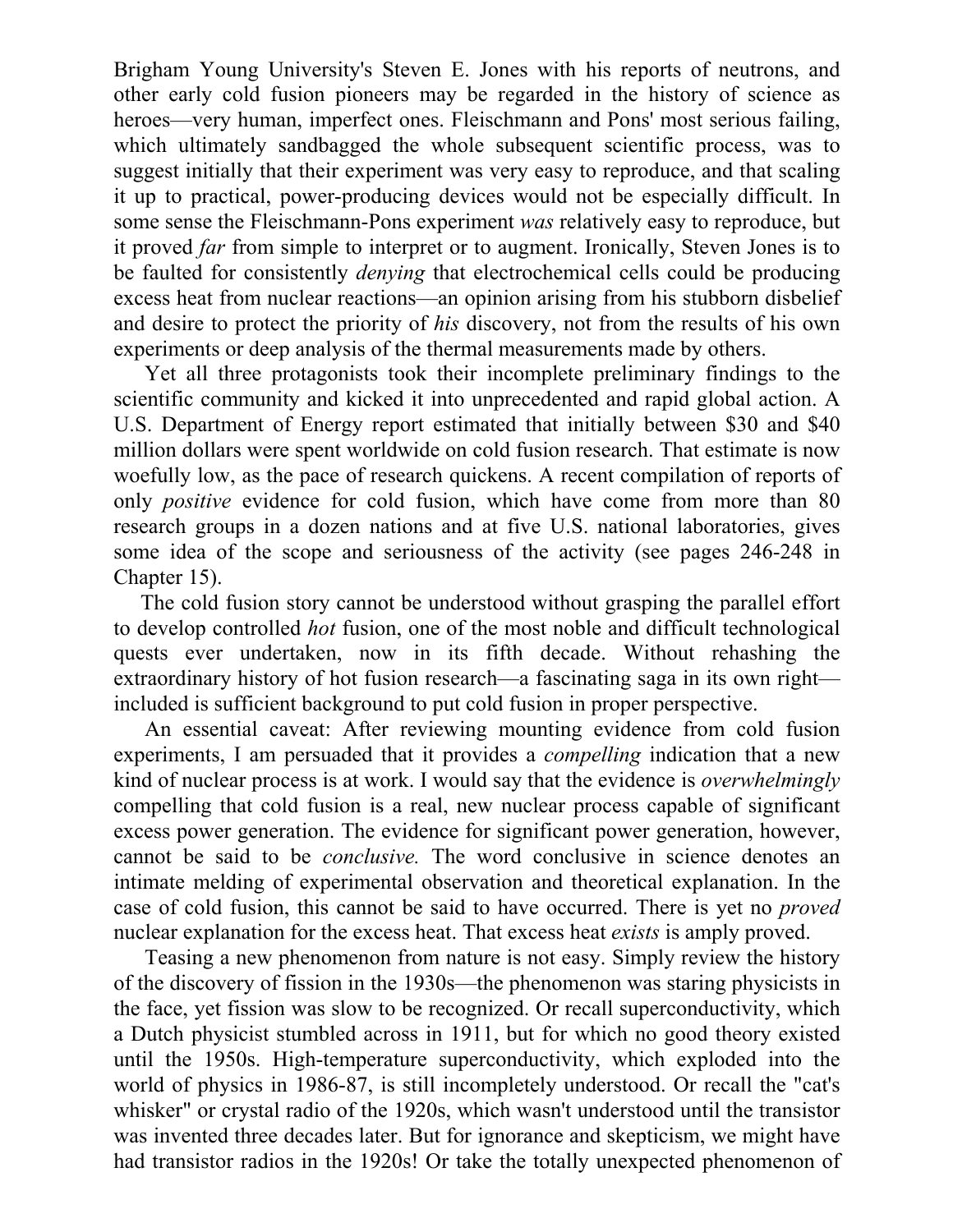Brigham Young University's Steven E. Jones with his reports of neutrons, and other early cold fusion pioneers may be regarded in the history of science as heroes—very human, imperfect ones. Fleischmann and Pons' most serious failing, which ultimately sandbagged the whole subsequent scientific process, was to suggest initially that their experiment was very easy to reproduce, and that scaling it up to practical, power-producing devices would not be especially difficult. In some sense the Fleischmann-Pons experiment *was* relatively easy to reproduce, but it proved *far* from simple to interpret or to augment. Ironically, Steven Jones is to be faulted for consistently *denying* that electrochemical cells could be producing excess heat from nuclear reactions—an opinion arising from his stubborn disbelief and desire to protect the priority of *his* discovery, not from the results of his own experiments or deep analysis of the thermal measurements made by others.

Yet all three protagonists took their incomplete preliminary findings to the scientific community and kicked it into unprecedented and rapid global action. A U.S. Department of Energy report estimated that initially between $30 and $40 million dollars were spent worldwide on cold fusion research. That estimate is now woefully low, as the pace of research quickens. A recent compilation of reports of only *positive* evidence for cold fusion, which have come from more than 80 research groups in a dozen nations and at five U.S. national laboratories, gives some idea of the scope and seriousness of the activity (see pages 246-248 in Chapter 15).

The cold fusion story cannot be understood without grasping the parallel effort to develop controlled *hot* fusion, one of the most noble and difficult technological quests ever undertaken, now in its fifth decade. Without rehashing the extraordinary history of hot fusion research—a fascinating saga in its own right—included is sufficient background to put cold fusion in proper perspective.

An essential caveat: After reviewing mounting evidence from cold fusion experiments, I am persuaded that it provides a *compelling* indication that a new kind of nuclear process is at work. I would say that the evidence is *overwhelmingly* compelling that cold fusion is a real, new nuclear process capable of significant excess power generation. The evidence for significant power generation, however, cannot be said to be *conclusive.* The word conclusive in science denotes an intimate melding of experimental observation and theoretical explanation. In the case of cold fusion, this cannot be said to have occurred. There is yet no *proved* nuclear explanation for the excess heat. That excess heat *exists* is amply proved.

Teasing a new phenomenon from nature is not easy. Simply review the history of the discovery of fission in the 1930s—the phenomenon was staring physicists in the face, yet fission was slow to be recognized. Or recall superconductivity, which a Dutch physicist stumbled across in 1911, but for which no good theory existed until the 1950s. High-temperature superconductivity, which exploded into the world of physics in 1986-87, is still incompletely understood. Or recall the "cat's whisker" or crystal radio of the 1920s, which wasn't understood until the transistor was invented three decades later. But for ignorance and skepticism, we might have had transistor radios in the 1920s! Or take the totally unexpected phenomenon of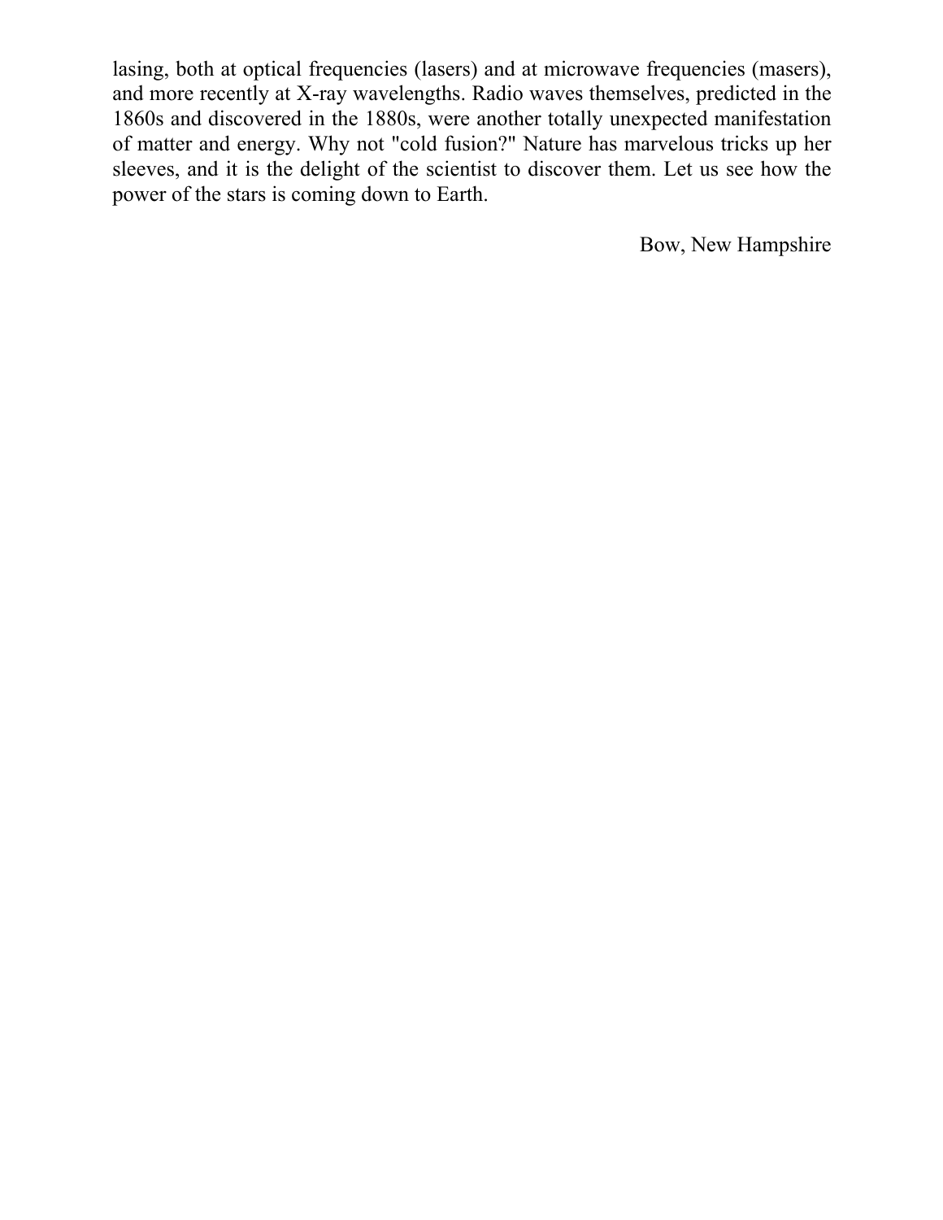lasing, both at optical frequencies (lasers) and at microwave frequencies (masers), and more recently at X-ray wavelengths. Radio waves themselves, predicted in the 1860s and discovered in the 1880s, were another totally unexpected manifestation of matter and energy. Why not "cold fusion?" Nature has marvelous tricks up her sleeves, and it is the delight of the scientist to discover them. Let us see how the power of the stars is coming down to Earth.

Bow, New Hampshire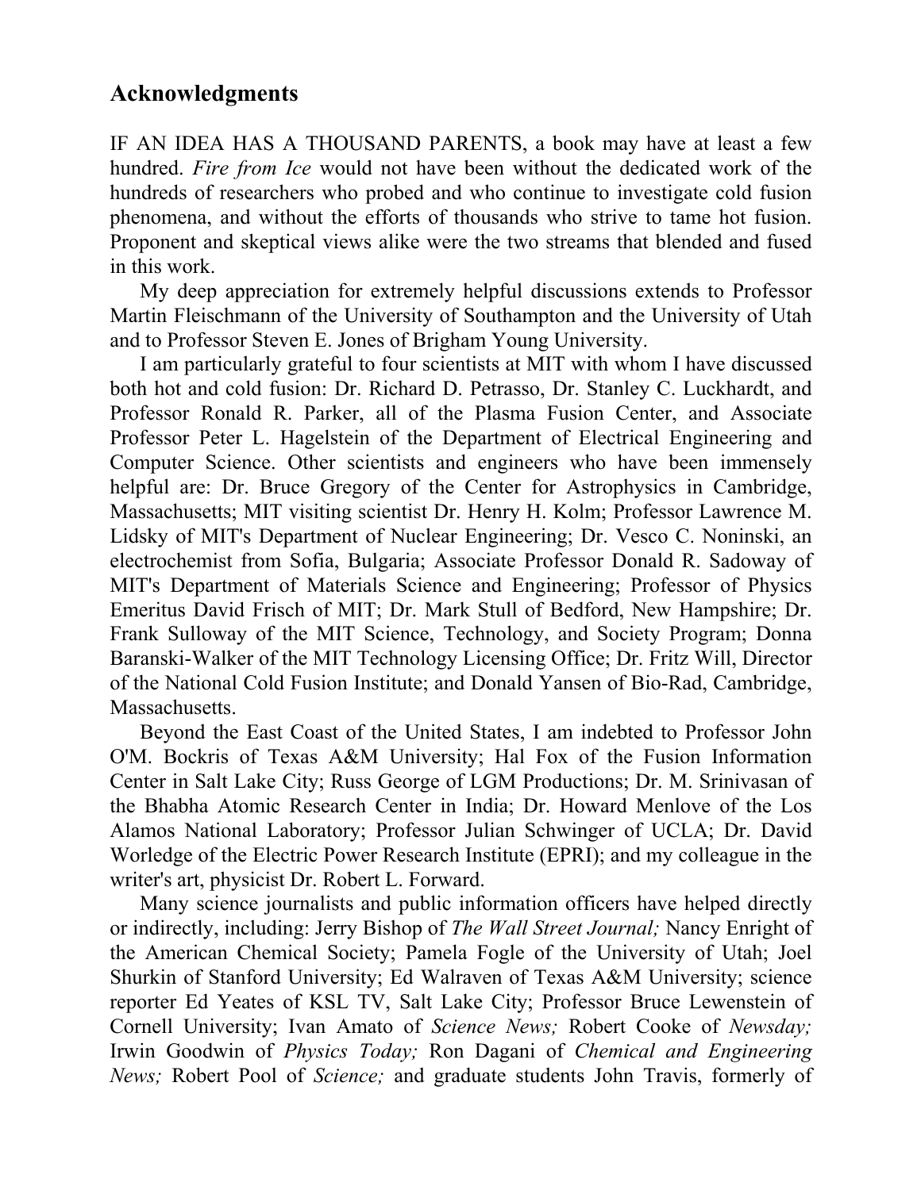## Acknowledgments

IF AN IDEA HAS A THOUSAND PARENTS, a book may have at least a few hundred. *Fire from Ice* would not have been without the dedicated work of the hundreds of researchers who probed and who continue to investigate cold fusion phenomena, and without the efforts of thousands who strive to tame hot fusion. Proponent and skeptical views alike were the two streams that blended and fused in this work.

My deep appreciation for extremely helpful discussions extends to Professor Martin Fleischmann of the University of Southampton and the University of Utah and to Professor Steven E. Jones of Brigham Young University.

I am particularly grateful to four scientists at MIT with whom I have discussed both hot and cold fusion: Dr. Richard D. Petrasso, Dr. Stanley C. Luckhardt, and Professor Ronald R. Parker, all of the Plasma Fusion Center, and Associate Professor Peter L. Hagelstein of the Department of Electrical Engineering and Computer Science. Other scientists and engineers who have been immensely helpful are: Dr. Bruce Gregory of the Center for Astrophysics in Cambridge, Massachusetts; MIT visiting scientist Dr. Henry H. Kolm; Professor Lawrence M. Lidsky of MIT's Department of Nuclear Engineering; Dr. Vesco C. Noninski, an electrochemist from Sofia, Bulgaria; Associate Professor Donald R. Sadoway of MIT's Department of Materials Science and Engineering; Professor of Physics Emeritus David Frisch of MIT; Dr. Mark Stull of Bedford, New Hampshire; Dr. Frank Sulloway of the MIT Science, Technology, and Society Program; Donna Baranski-Walker of the MIT Technology Licensing Office; Dr. Fritz Will, Director of the National Cold Fusion Institute; and Donald Yansen of Bio-Rad, Cambridge, Massachusetts.

Beyond the East Coast of the United States, I am indebted to Professor John O'M. Bockris of Texas A&M University; Hal Fox of the Fusion Information Center in Salt Lake City; Russ George of LGM Productions; Dr. M. Srinivasan of the Bhabha Atomic Research Center in India; Dr. Howard Menlove of the Los Alamos National Laboratory; Professor Julian Schwinger of UCLA; Dr. David Worledge of the Electric Power Research Institute (EPRI); and my colleague in the writer's art, physicist Dr. Robert L. Forward.

Many science journalists and public information officers have helped directly or indirectly, including: Jerry Bishop of *The Wall Street Journal;* Nancy Enright of the American Chemical Society; Pamela Fogle of the University of Utah; Joel Shurkin of Stanford University; Ed Walraven of Texas A&M University; science reporter Ed Yeates of KSL TV, Salt Lake City; Professor Bruce Lewenstein of Cornell University; Ivan Amato of *Science News;* Robert Cooke of *Newsday;* Irwin Goodwin of *Physics Today;* Ron Dagani of *Chemical and Engineering News;* Robert Pool of *Science;* and graduate students John Travis, formerly of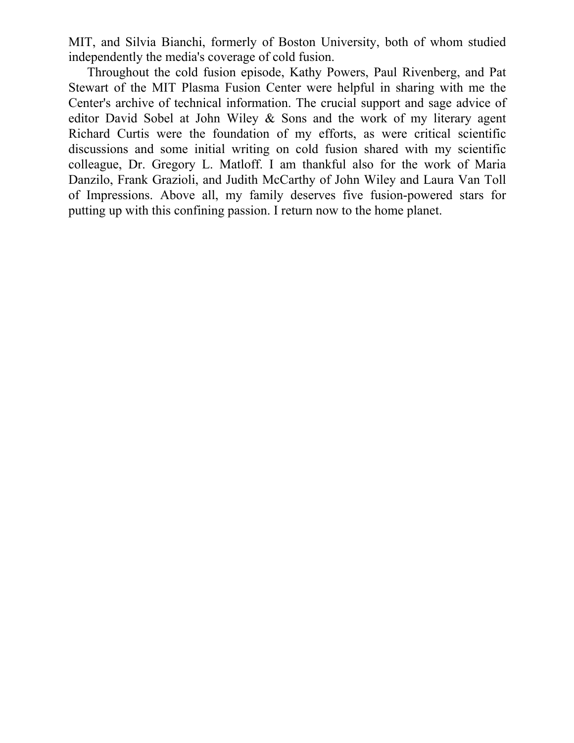MIT, and Silvia Bianchi, formerly of Boston University, both of whom studied independently the media's coverage of cold fusion.

Throughout the cold fusion episode, Kathy Powers, Paul Rivenberg, and Pat Stewart of the MIT Plasma Fusion Center were helpful in sharing with me the Center's archive of technical information. The crucial support and sage advice of editor David Sobel at John Wiley & Sons and the work of my literary agent Richard Curtis were the foundation of my efforts, as were critical scientific discussions and some initial writing on cold fusion shared with my scientific colleague, Dr. Gregory L. Matloff. I am thankful also for the work of Maria Danzilo, Frank Grazioli, and Judith McCarthy of John Wiley and Laura Van Toll of Impressions. Above all, my family deserves five fusion-powered stars for putting up with this confining passion. I return now to the home planet.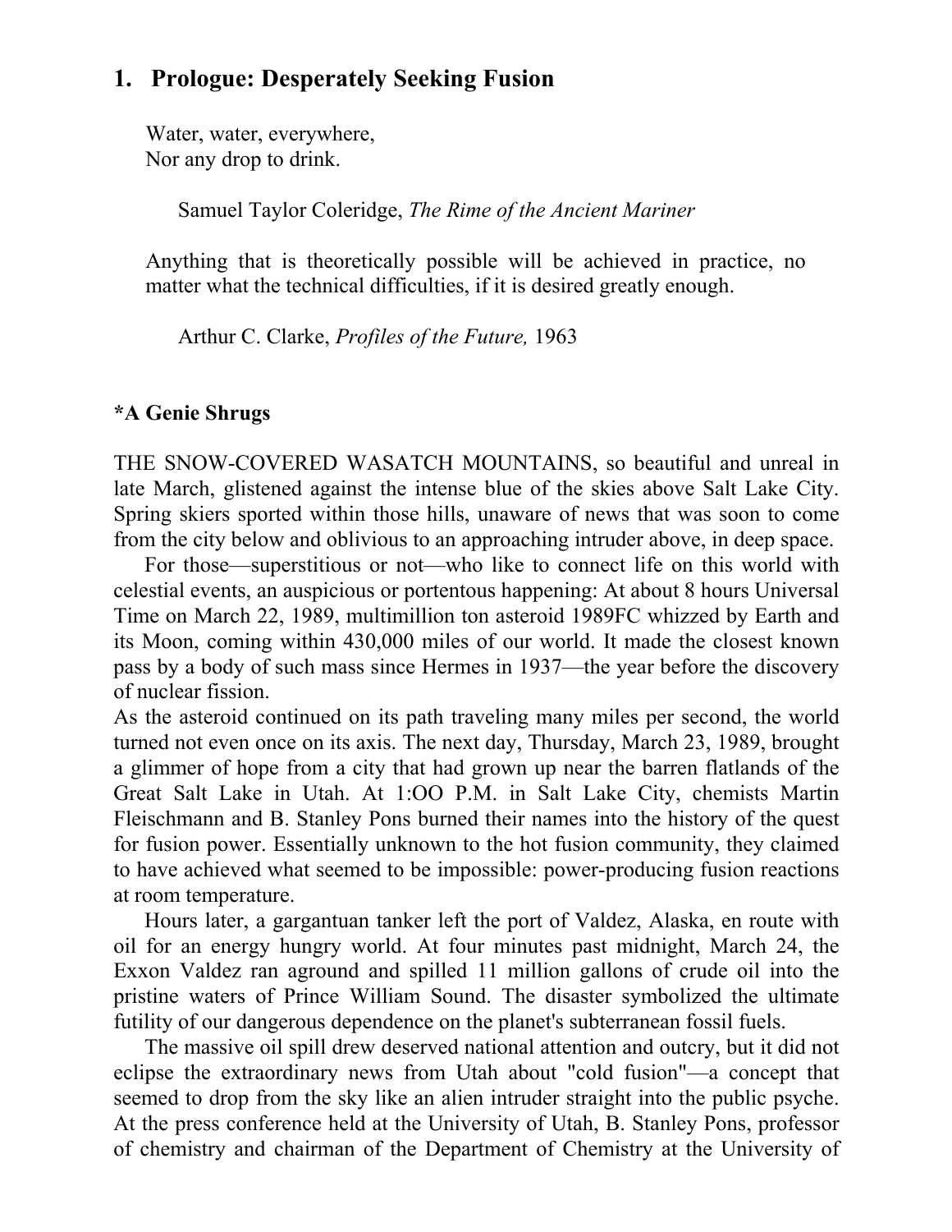# 1. Prologue: Desperately Seeking Fusion

> Water, water, everywhere,
> Nor any drop to drink.
>
> Samuel Taylor Coleridge, *The Rime of the Ancient Mariner*

> Anything that is theoretically possible will be achieved in practice, no matter what the technical difficulties, if it is desired greatly enough.
>
> Arthur C. Clarke, *Profiles of the Future,* 1963

**\*A Genie Shrugs**

THE SNOW-COVERED WASATCH MOUNTAINS, so beautiful and unreal in late March, glistened against the intense blue of the skies above Salt Lake City. Spring skiers sported within those hills, unaware of news that was soon to come from the city below and oblivious to an approaching intruder above, in deep space.

For those—superstitious or not—who like to connect life on this world with celestial events, an auspicious or portentous happening: At about 8 hours Universal Time on March 22, 1989, multimillion ton asteroid 1989FC whizzed by Earth and its Moon, coming within 430,000 miles of our world. It made the closest known pass by a body of such mass since Hermes in 1937—the year before the discovery of nuclear fission.

As the asteroid continued on its path traveling many miles per second, the world turned not even once on its axis. The next day, Thursday, March 23, 1989, brought a glimmer of hope from a city that had grown up near the barren flatlands of the Great Salt Lake in Utah. At 1:OO P.M. in Salt Lake City, chemists Martin Fleischmann and B. Stanley Pons burned their names into the history of the quest for fusion power. Essentially unknown to the hot fusion community, they claimed to have achieved what seemed to be impossible: power-producing fusion reactions at room temperature.

Hours later, a gargantuan tanker left the port of Valdez, Alaska, en route with oil for an energy hungry world. At four minutes past midnight, March 24, the Exxon Valdez ran aground and spilled 11 million gallons of crude oil into the pristine waters of Prince William Sound. The disaster symbolized the ultimate futility of our dangerous dependence on the planet's subterranean fossil fuels.

The massive oil spill drew deserved national attention and outcry, but it did not eclipse the extraordinary news from Utah about "cold fusion"—a concept that seemed to drop from the sky like an alien intruder straight into the public psyche. At the press conference held at the University of Utah, B. Stanley Pons, professor of chemistry and chairman of the Department of Chemistry at the University of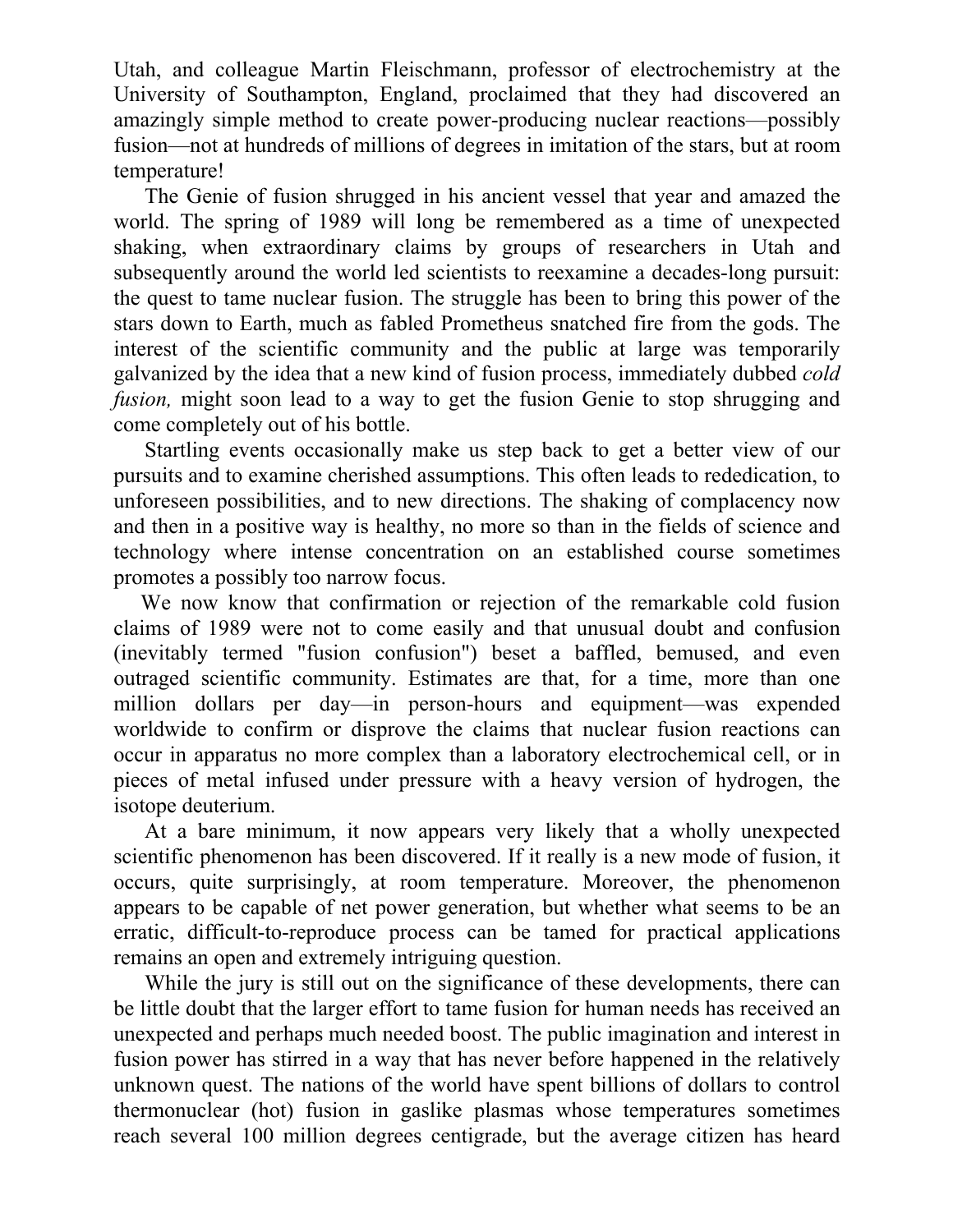Utah, and colleague Martin Fleischmann, professor of electrochemistry at the University of Southampton, England, proclaimed that they had discovered an amazingly simple method to create power-producing nuclear reactions—possibly fusion—not at hundreds of millions of degrees in imitation of the stars, but at room temperature!

The Genie of fusion shrugged in his ancient vessel that year and amazed the world. The spring of 1989 will long be remembered as a time of unexpected shaking, when extraordinary claims by groups of researchers in Utah and subsequently around the world led scientists to reexamine a decades-long pursuit: the quest to tame nuclear fusion. The struggle has been to bring this power of the stars down to Earth, much as fabled Prometheus snatched fire from the gods. The interest of the scientific community and the public at large was temporarily galvanized by the idea that a new kind of fusion process, immediately dubbed *cold fusion,* might soon lead to a way to get the fusion Genie to stop shrugging and come completely out of his bottle.

Startling events occasionally make us step back to get a better view of our pursuits and to examine cherished assumptions. This often leads to rededication, to unforeseen possibilities, and to new directions. The shaking of complacency now and then in a positive way is healthy, no more so than in the fields of science and technology where intense concentration on an established course sometimes promotes a possibly too narrow focus.

We now know that confirmation or rejection of the remarkable cold fusion claims of 1989 were not to come easily and that unusual doubt and confusion (inevitably termed "fusion confusion") beset a baffled, bemused, and even outraged scientific community. Estimates are that, for a time, more than one million dollars per day—in person-hours and equipment—was expended worldwide to confirm or disprove the claims that nuclear fusion reactions can occur in apparatus no more complex than a laboratory electrochemical cell, or in pieces of metal infused under pressure with a heavy version of hydrogen, the isotope deuterium.

At a bare minimum, it now appears very likely that a wholly unexpected scientific phenomenon has been discovered. If it really is a new mode of fusion, it occurs, quite surprisingly, at room temperature. Moreover, the phenomenon appears to be capable of net power generation, but whether what seems to be an erratic, difficult-to-reproduce process can be tamed for practical applications remains an open and extremely intriguing question.

While the jury is still out on the significance of these developments, there can be little doubt that the larger effort to tame fusion for human needs has received an unexpected and perhaps much needed boost. The public imagination and interest in fusion power has stirred in a way that has never before happened in the relatively unknown quest. The nations of the world have spent billions of dollars to control thermonuclear (hot) fusion in gaslike plasmas whose temperatures sometimes reach several 100 million degrees centigrade, but the average citizen has heard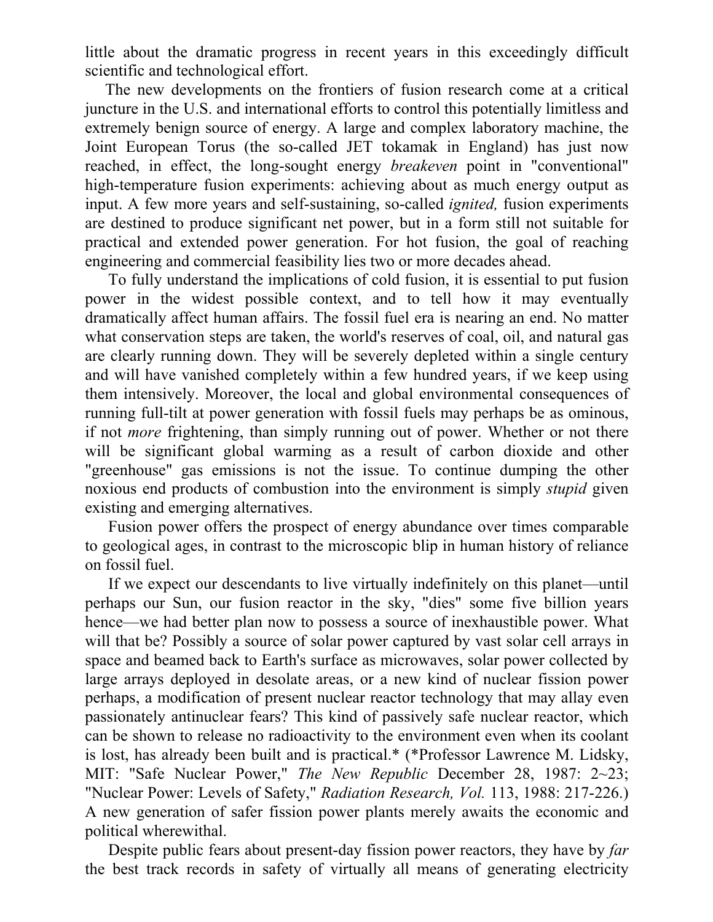little about the dramatic progress in recent years in this exceedingly difficult scientific and technological effort.

The new developments on the frontiers of fusion research come at a critical juncture in the U.S. and international efforts to control this potentially limitless and extremely benign source of energy. A large and complex laboratory machine, the Joint European Torus (the so-called JET tokamak in England) has just now reached, in effect, the long-sought energy *breakeven* point in "conventional" high-temperature fusion experiments: achieving about as much energy output as input. A few more years and self-sustaining, so-called *ignited,* fusion experiments are destined to produce significant net power, but in a form still not suitable for practical and extended power generation. For hot fusion, the goal of reaching engineering and commercial feasibility lies two or more decades ahead.

To fully understand the implications of cold fusion, it is essential to put fusion power in the widest possible context, and to tell how it may eventually dramatically affect human affairs. The fossil fuel era is nearing an end. No matter what conservation steps are taken, the world's reserves of coal, oil, and natural gas are clearly running down. They will be severely depleted within a single century and will have vanished completely within a few hundred years, if we keep using them intensively. Moreover, the local and global environmental consequences of running full-tilt at power generation with fossil fuels may perhaps be as ominous, if not *more* frightening, than simply running out of power. Whether or not there will be significant global warming as a result of carbon dioxide and other "greenhouse" gas emissions is not the issue. To continue dumping the other noxious end products of combustion into the environment is simply *stupid* given existing and emerging alternatives.

Fusion power offers the prospect of energy abundance over times comparable to geological ages, in contrast to the microscopic blip in human history of reliance on fossil fuel.

If we expect our descendants to live virtually indefinitely on this planet—until perhaps our Sun, our fusion reactor in the sky, "dies" some five billion years hence—we had better plan now to possess a source of inexhaustible power. What will that be? Possibly a source of solar power captured by vast solar cell arrays in space and beamed back to Earth's surface as microwaves, solar power collected by large arrays deployed in desolate areas, or a new kind of nuclear fission power perhaps, a modification of present nuclear reactor technology that may allay even passionately antinuclear fears? This kind of passively safe nuclear reactor, which can be shown to release no radioactivity to the environment even when its coolant is lost, has already been built and is practical.* (*Professor Lawrence M. Lidsky, MIT: "Safe Nuclear Power," *The New Republic* December 28, 1987: 2~23; "Nuclear Power: Levels of Safety," *Radiation Research, Vol.* 113, 1988: 217-226.) A new generation of safer fission power plants merely awaits the economic and political wherewithal.

Despite public fears about present-day fission power reactors, they have by *far* the best track records in safety of virtually all means of generating electricity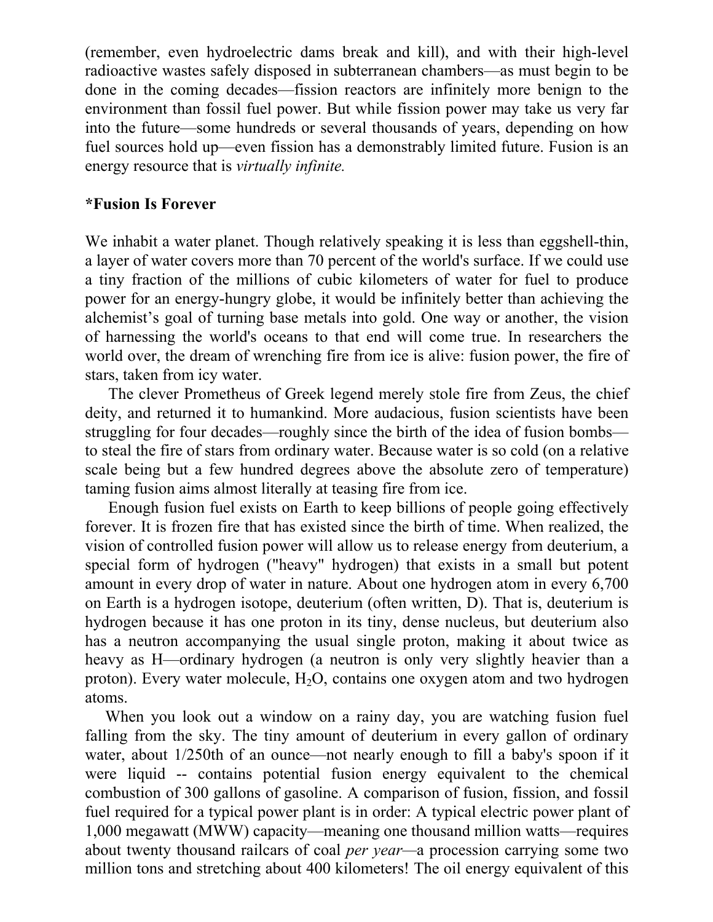(remember, even hydroelectric dams break and kill), and with their high-level radioactive wastes safely disposed in subterranean chambers—as must begin to be done in the coming decades—fission reactors are infinitely more benign to the environment than fossil fuel power. But while fission power may take us very far into the future—some hundreds or several thousands of years, depending on how fuel sources hold up—even fission has a demonstrably limited future. Fusion is an energy resource that is *virtually infinite.*

**\*Fusion Is Forever**

We inhabit a water planet. Though relatively speaking it is less than eggshell-thin, a layer of water covers more than 70 percent of the world's surface. If we could use a tiny fraction of the millions of cubic kilometers of water for fuel to produce power for an energy-hungry globe, it would be infinitely better than achieving the alchemist's goal of turning base metals into gold. One way or another, the vision of harnessing the world's oceans to that end will come true. In researchers the world over, the dream of wrenching fire from ice is alive: fusion power, the fire of stars, taken from icy water.

The clever Prometheus of Greek legend merely stole fire from Zeus, the chief deity, and returned it to humankind. More audacious, fusion scientists have been struggling for four decades—roughly since the birth of the idea of fusion bombs—to steal the fire of stars from ordinary water. Because water is so cold (on a relative scale being but a few hundred degrees above the absolute zero of temperature) taming fusion aims almost literally at teasing fire from ice.

Enough fusion fuel exists on Earth to keep billions of people going effectively forever. It is frozen fire that has existed since the birth of time. When realized, the vision of controlled fusion power will allow us to release energy from deuterium, a special form of hydrogen ("heavy" hydrogen) that exists in a small but potent amount in every drop of water in nature. About one hydrogen atom in every 6,700 on Earth is a hydrogen isotope, deuterium (often written, D). That is, deuterium is hydrogen because it has one proton in its tiny, dense nucleus, but deuterium also has a neutron accompanying the usual single proton, making it about twice as heavy as H—ordinary hydrogen (a neutron is only very slightly heavier than a proton). Every water molecule, $H_2O$, contains one oxygen atom and two hydrogen atoms.

When you look out a window on a rainy day, you are watching fusion fuel falling from the sky. The tiny amount of deuterium in every gallon of ordinary water, about 1/250th of an ounce—not nearly enough to fill a baby's spoon if it were liquid -- contains potential fusion energy equivalent to the chemical combustion of 300 gallons of gasoline. A comparison of fusion, fission, and fossil fuel required for a typical power plant is in order: A typical electric power plant of 1,000 megawatt (MWW) capacity—meaning one thousand million watts—requires about twenty thousand railcars of coal *per year*—a procession carrying some two million tons and stretching about 400 kilometers! The oil energy equivalent of this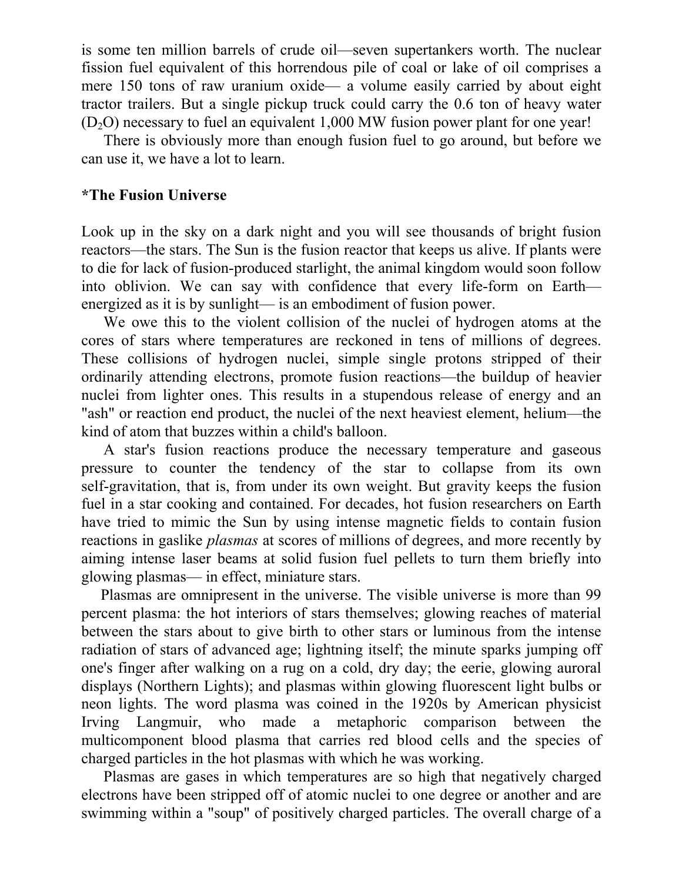is some ten million barrels of crude oil—seven supertankers worth. The nuclear fission fuel equivalent of this horrendous pile of coal or lake of oil comprises a mere 150 tons of raw uranium oxide— a volume easily carried by about eight tractor trailers. But a single pickup truck could carry the 0.6 ton of heavy water ($D_2O$) necessary to fuel an equivalent 1,000 MW fusion power plant for one year!

There is obviously more than enough fusion fuel to go around, but before we can use it, we have a lot to learn.

### *The Fusion Universe

Look up in the sky on a dark night and you will see thousands of bright fusion reactors—the stars. The Sun is the fusion reactor that keeps us alive. If plants were to die for lack of fusion-produced starlight, the animal kingdom would soon follow into oblivion. We can say with confidence that every life-form on Earth—energized as it is by sunlight— is an embodiment of fusion power.

We owe this to the violent collision of the nuclei of hydrogen atoms at the cores of stars where temperatures are reckoned in tens of millions of degrees. These collisions of hydrogen nuclei, simple single protons stripped of their ordinarily attending electrons, promote fusion reactions—the buildup of heavier nuclei from lighter ones. This results in a stupendous release of energy and an "ash" or reaction end product, the nuclei of the next heaviest element, helium—the kind of atom that buzzes within a child's balloon.

A star's fusion reactions produce the necessary temperature and gaseous pressure to counter the tendency of the star to collapse from its own self-gravitation, that is, from under its own weight. But gravity keeps the fusion fuel in a star cooking and contained. For decades, hot fusion researchers on Earth have tried to mimic the Sun by using intense magnetic fields to contain fusion reactions in gaslike *plasmas* at scores of millions of degrees, and more recently by aiming intense laser beams at solid fusion fuel pellets to turn them briefly into glowing plasmas— in effect, miniature stars.

Plasmas are omnipresent in the universe. The visible universe is more than 99 percent plasma: the hot interiors of stars themselves; glowing reaches of material between the stars about to give birth to other stars or luminous from the intense radiation of stars of advanced age; lightning itself; the minute sparks jumping off one's finger after walking on a rug on a cold, dry day; the eerie, glowing auroral displays (Northern Lights); and plasmas within glowing fluorescent light bulbs or neon lights. The word plasma was coined in the 1920s by American physicist Irving Langmuir, who made a metaphoric comparison between the multicomponent blood plasma that carries red blood cells and the species of charged particles in the hot plasmas with which he was working.

Plasmas are gases in which temperatures are so high that negatively charged electrons have been stripped off of atomic nuclei to one degree or another and are swimming within a "soup" of positively charged particles. The overall charge of a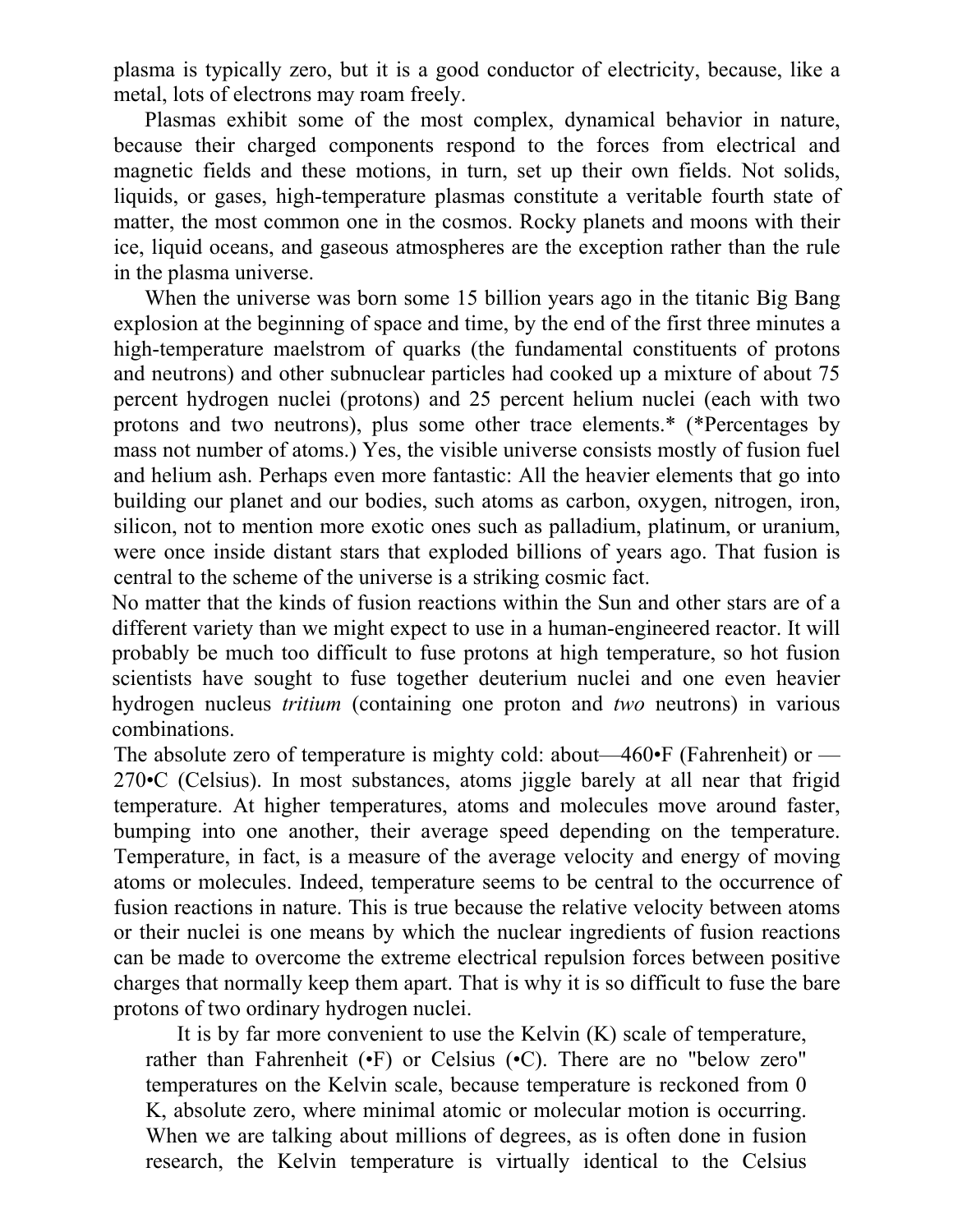plasma is typically zero, but it is a good conductor of electricity, because, like a metal, lots of electrons may roam freely.

Plasmas exhibit some of the most complex, dynamical behavior in nature, because their charged components respond to the forces from electrical and magnetic fields and these motions, in turn, set up their own fields. Not solids, liquids, or gases, high-temperature plasmas constitute a veritable fourth state of matter, the most common one in the cosmos. Rocky planets and moons with their ice, liquid oceans, and gaseous atmospheres are the exception rather than the rule in the plasma universe.

When the universe was born some 15 billion years ago in the titanic Big Bang explosion at the beginning of space and time, by the end of the first three minutes a high-temperature maelstrom of quarks (the fundamental constituents of protons and neutrons) and other subnuclear particles had cooked up a mixture of about 75 percent hydrogen nuclei (protons) and 25 percent helium nuclei (each with two protons and two neutrons), plus some other trace elements.* (*Percentages by mass not number of atoms.) Yes, the visible universe consists mostly of fusion fuel and helium ash. Perhaps even more fantastic: All the heavier elements that go into building our planet and our bodies, such atoms as carbon, oxygen, nitrogen, iron, silicon, not to mention more exotic ones such as palladium, platinum, or uranium, were once inside distant stars that exploded billions of years ago. That fusion is central to the scheme of the universe is a striking cosmic fact.

No matter that the kinds of fusion reactions within the Sun and other stars are of a different variety than we might expect to use in a human-engineered reactor. It will probably be much too difficult to fuse protons at high temperature, so hot fusion scientists have sought to fuse together deuterium nuclei and one even heavier hydrogen nucleus *tritium* (containing one proton and *two* neutrons) in various combinations.

The absolute zero of temperature is mighty cold: about—460•F (Fahrenheit) or —270•C (Celsius). In most substances, atoms jiggle barely at all near that frigid temperature. At higher temperatures, atoms and molecules move around faster, bumping into one another, their average speed depending on the temperature. Temperature, in fact, is a measure of the average velocity and energy of moving atoms or molecules. Indeed, temperature seems to be central to the occurrence of fusion reactions in nature. This is true because the relative velocity between atoms or their nuclei is one means by which the nuclear ingredients of fusion reactions can be made to overcome the extreme electrical repulsion forces between positive charges that normally keep them apart. That is why it is so difficult to fuse the bare protons of two ordinary hydrogen nuclei.

It is by far more convenient to use the Kelvin (K) scale of temperature, rather than Fahrenheit (•F) or Celsius (•C). There are no "below zero" temperatures on the Kelvin scale, because temperature is reckoned from 0 K, absolute zero, where minimal atomic or molecular motion is occurring. When we are talking about millions of degrees, as is often done in fusion research, the Kelvin temperature is virtually identical to the Celsius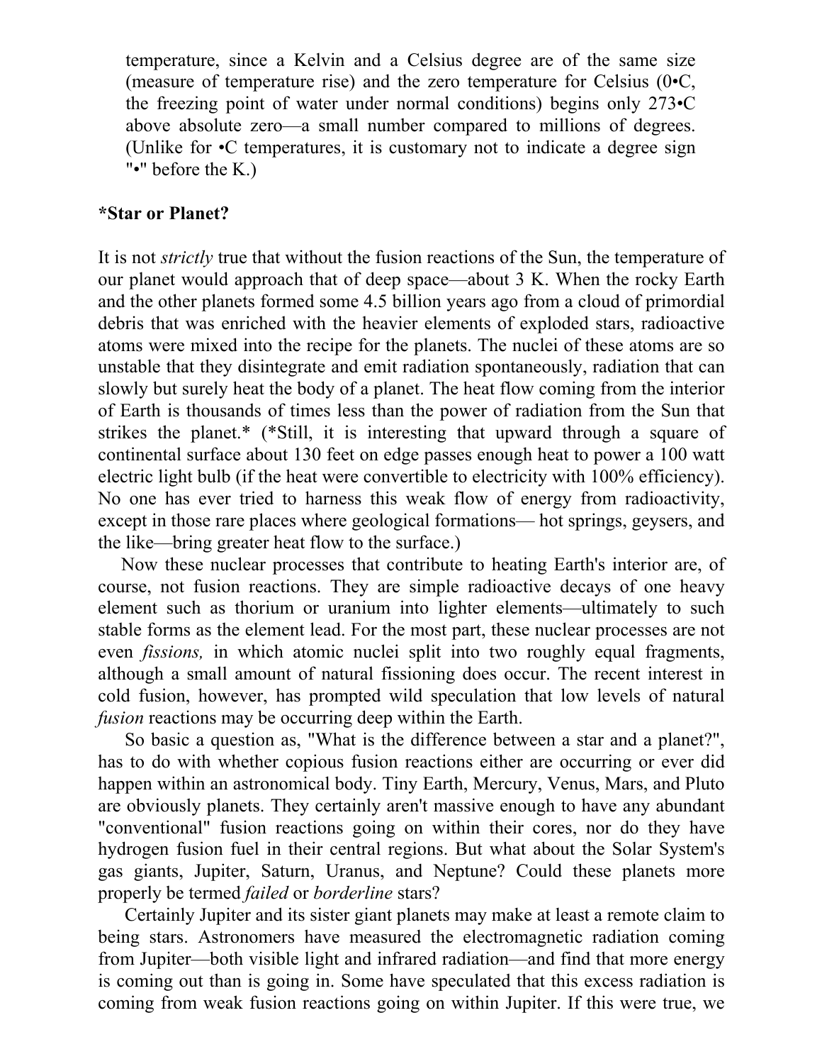temperature, since a Kelvin and a Celsius degree are of the same size (measure of temperature rise) and the zero temperature for Celsius (0•C, the freezing point of water under normal conditions) begins only 273•C above absolute zero—a small number compared to millions of degrees. (Unlike for •C temperatures, it is customary not to indicate a degree sign "•" before the K.)

**\*Star or Planet?**

It is not *strictly* true that without the fusion reactions of the Sun, the temperature of our planet would approach that of deep space—about 3 K. When the rocky Earth and the other planets formed some 4.5 billion years ago from a cloud of primordial debris that was enriched with the heavier elements of exploded stars, radioactive atoms were mixed into the recipe for the planets. The nuclei of these atoms are so unstable that they disintegrate and emit radiation spontaneously, radiation that can slowly but surely heat the body of a planet. The heat flow coming from the interior of Earth is thousands of times less than the power of radiation from the Sun that strikes the planet.* (*Still, it is interesting that upward through a square of continental surface about 130 feet on edge passes enough heat to power a 100 watt electric light bulb (if the heat were convertible to electricity with 100% efficiency). No one has ever tried to harness this weak flow of energy from radioactivity, except in those rare places where geological formations— hot springs, geysers, and the like—bring greater heat flow to the surface.)

Now these nuclear processes that contribute to heating Earth's interior are, of course, not fusion reactions. They are simple radioactive decays of one heavy element such as thorium or uranium into lighter elements—ultimately to such stable forms as the element lead. For the most part, these nuclear processes are not even *fissions,* in which atomic nuclei split into two roughly equal fragments, although a small amount of natural fissioning does occur. The recent interest in cold fusion, however, has prompted wild speculation that low levels of natural *fusion* reactions may be occurring deep within the Earth.

So basic a question as, "What is the difference between a star and a planet?", has to do with whether copious fusion reactions either are occurring or ever did happen within an astronomical body. Tiny Earth, Mercury, Venus, Mars, and Pluto are obviously planets. They certainly aren't massive enough to have any abundant "conventional" fusion reactions going on within their cores, nor do they have hydrogen fusion fuel in their central regions. But what about the Solar System's gas giants, Jupiter, Saturn, Uranus, and Neptune? Could these planets more properly be termed *failed* or *borderline* stars?

Certainly Jupiter and its sister giant planets may make at least a remote claim to being stars. Astronomers have measured the electromagnetic radiation coming from Jupiter—both visible light and infrared radiation—and find that more energy is coming out than is going in. Some have speculated that this excess radiation is coming from weak fusion reactions going on within Jupiter. If this were true, we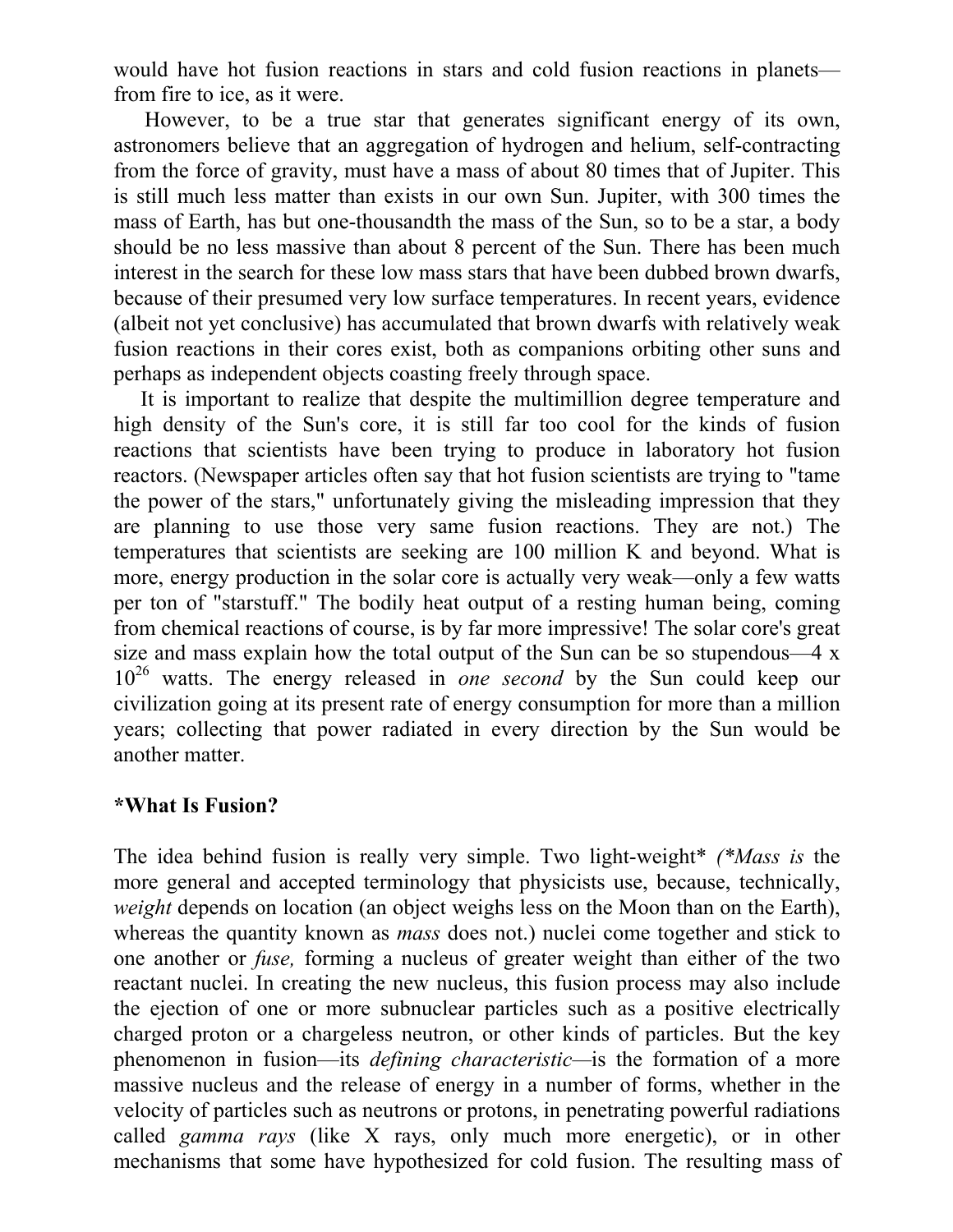would have hot fusion reactions in stars and cold fusion reactions in planets—from fire to ice, as it were.

However, to be a true star that generates significant energy of its own, astronomers believe that an aggregation of hydrogen and helium, self-contracting from the force of gravity, must have a mass of about 80 times that of Jupiter. This is still much less matter than exists in our own Sun. Jupiter, with 300 times the mass of Earth, has but one-thousandth the mass of the Sun, so to be a star, a body should be no less massive than about 8 percent of the Sun. There has been much interest in the search for these low mass stars that have been dubbed brown dwarfs, because of their presumed very low surface temperatures. In recent years, evidence (albeit not yet conclusive) has accumulated that brown dwarfs with relatively weak fusion reactions in their cores exist, both as companions orbiting other suns and perhaps as independent objects coasting freely through space.

It is important to realize that despite the multimillion degree temperature and high density of the Sun's core, it is still far too cool for the kinds of fusion reactions that scientists have been trying to produce in laboratory hot fusion reactors. (Newspaper articles often say that hot fusion scientists are trying to "tame the power of the stars," unfortunately giving the misleading impression that they are planning to use those very same fusion reactions. They are not.) The temperatures that scientists are seeking are 100 million K and beyond. What is more, energy production in the solar core is actually very weak—only a few watts per ton of "starstuff." The bodily heat output of a resting human being, coming from chemical reactions of course, is by far more impressive! The solar core's great size and mass explain how the total output of the Sun can be so stupendous—$4 \times 10^{26}$ watts. The energy released in *one second* by the Sun could keep our civilization going at its present rate of energy consumption for more than a million years; collecting that power radiated in every direction by the Sun would be another matter.

## *What Is Fusion?

The idea behind fusion is really very simple. Two light-weight* *(*Mass is* the more general and accepted terminology that physicists use, because, technically, *weight* depends on location (an object weighs less on the Moon than on the Earth), whereas the quantity known as *mass* does not.) nuclei come together and stick to one another or *fuse,* forming a nucleus of greater weight than either of the two reactant nuclei. In creating the new nucleus, this fusion process may also include the ejection of one or more subnuclear particles such as a positive electrically charged proton or a chargeless neutron, or other kinds of particles. But the key phenomenon in fusion—its *defining characteristic*—is the formation of a more massive nucleus and the release of energy in a number of forms, whether in the velocity of particles such as neutrons or protons, in penetrating powerful radiations called *gamma rays* (like X rays, only much more energetic), or in other mechanisms that some have hypothesized for cold fusion. The resulting mass of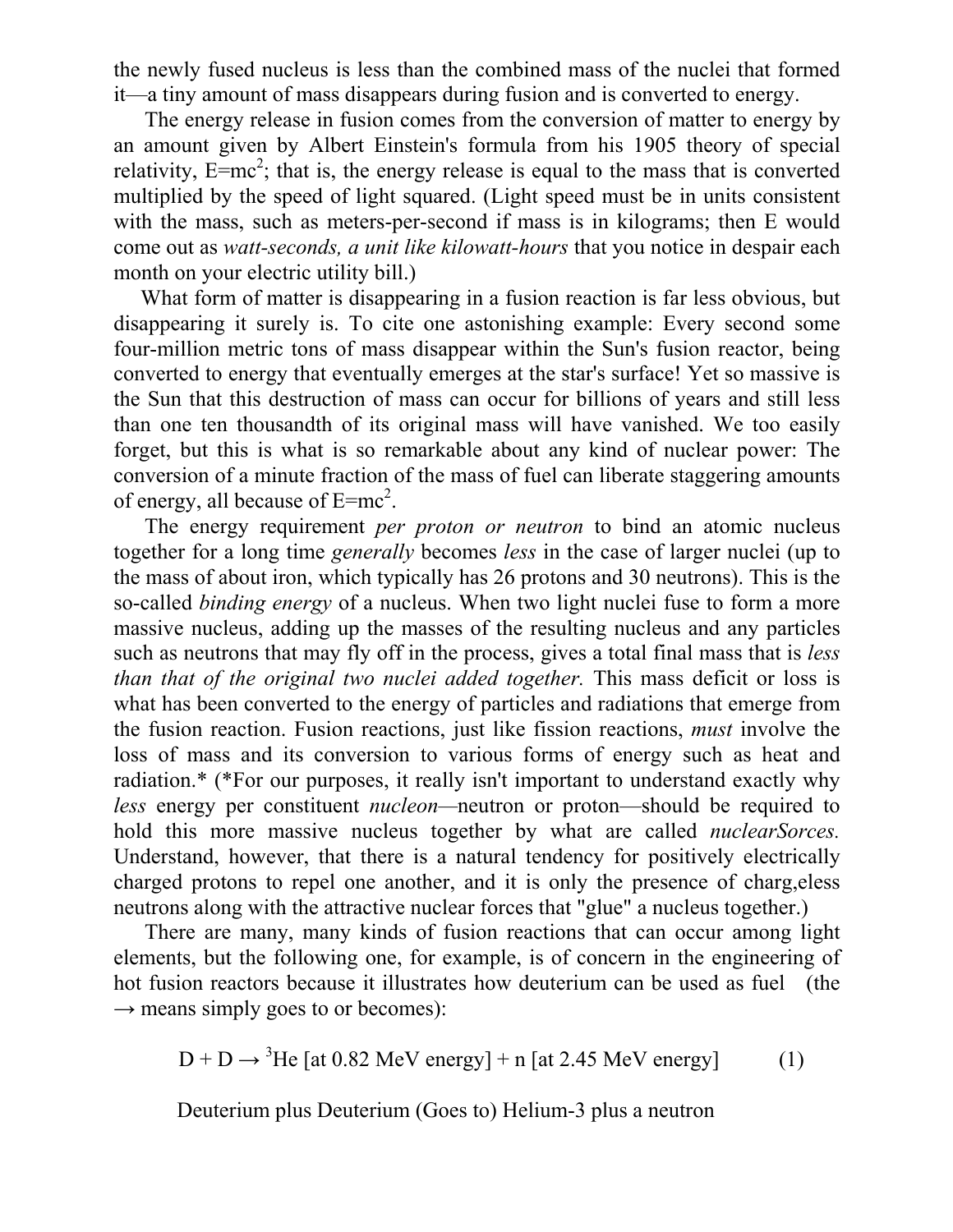the newly fused nucleus is less than the combined mass of the nuclei that formed it—a tiny amount of mass disappears during fusion and is converted to energy.

The energy release in fusion comes from the conversion of matter to energy by an amount given by Albert Einstein's formula from his 1905 theory of special relativity, $E=mc^2$; that is, the energy release is equal to the mass that is converted multiplied by the speed of light squared. (Light speed must be in units consistent with the mass, such as meters-per-second if mass is in kilograms; then E would come out as *watt-seconds, a unit like kilowatt-hours* that you notice in despair each month on your electric utility bill.)

What form of matter is disappearing in a fusion reaction is far less obvious, but disappearing it surely is. To cite one astonishing example: Every second some four-million metric tons of mass disappear within the Sun's fusion reactor, being converted to energy that eventually emerges at the star's surface! Yet so massive is the Sun that this destruction of mass can occur for billions of years and still less than one ten thousandth of its original mass will have vanished. We too easily forget, but this is what is so remarkable about any kind of nuclear power: The conversion of a minute fraction of the mass of fuel can liberate staggering amounts of energy, all because of $E=mc^2$.

The energy requirement *per proton or neutron* to bind an atomic nucleus together for a long time *generally* becomes *less* in the case of larger nuclei (up to the mass of about iron, which typically has 26 protons and 30 neutrons). This is the so-called *binding energy* of a nucleus. When two light nuclei fuse to form a more massive nucleus, adding up the masses of the resulting nucleus and any particles such as neutrons that may fly off in the process, gives a total final mass that is *less than that of the original two nuclei added together.* This mass deficit or loss is what has been converted to the energy of particles and radiations that emerge from the fusion reaction. Fusion reactions, just like fission reactions, *must* involve the loss of mass and its conversion to various forms of energy such as heat and radiation.* (*For our purposes, it really isn't important to understand exactly why *less* energy per constituent *nucleon*—neutron or proton—should be required to hold this more massive nucleus together by what are called *nuclearSorces.* Understand, however, that there is a natural tendency for positively electrically charged protons to repel one another, and it is only the presence of charg,eless neutrons along with the attractive nuclear forces that "glue" a nucleus together.)

There are many, many kinds of fusion reactions that can occur among light elements, but the following one, for example, is of concern in the engineering of hot fusion reactors because it illustrates how deuterium can be used as fuel (the → means simply goes to or becomes):

$$D + D \rightarrow {}^{3}He \text{ [at 0.82 MeV energy]} + n \text{ [at 2.45 MeV energy]} \qquad (1)$$

Deuterium plus Deuterium (Goes to) Helium-3 plus a neutron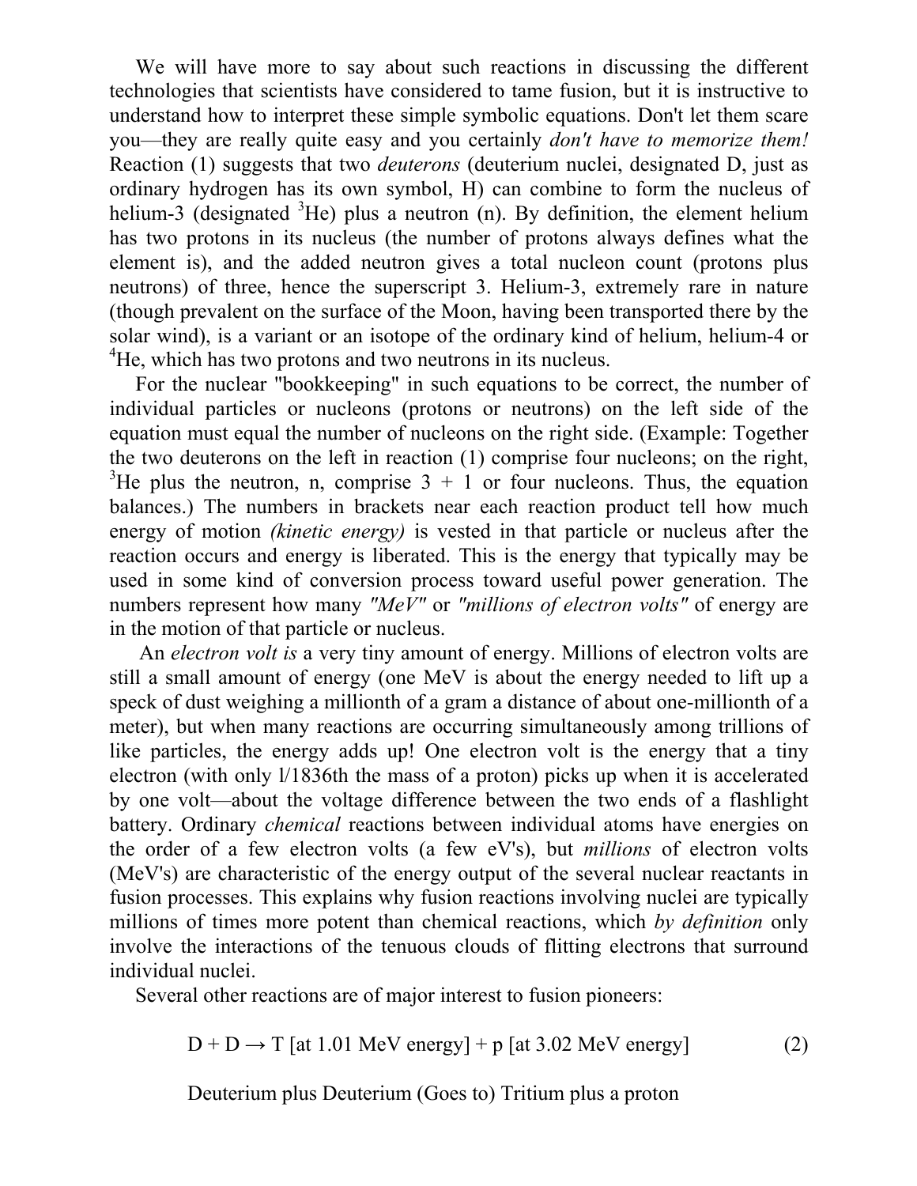We will have more to say about such reactions in discussing the different technologies that scientists have considered to tame fusion, but it is instructive to understand how to interpret these simple symbolic equations. Don't let them scare you—they are really quite easy and you certainly *don't have to memorize them!* Reaction (1) suggests that two *deuterons* (deuterium nuclei, designated D, just as ordinary hydrogen has its own symbol, H) can combine to form the nucleus of helium-3 (designated $^{3}He$) plus a neutron (n). By definition, the element helium has two protons in its nucleus (the number of protons always defines what the element is), and the added neutron gives a total nucleon count (protons plus neutrons) of three, hence the superscript 3. Helium-3, extremely rare in nature (though prevalent on the surface of the Moon, having been transported there by the solar wind), is a variant or an isotope of the ordinary kind of helium, helium-4 or $^{4}He$, which has two protons and two neutrons in its nucleus.

For the nuclear "bookkeeping" in such equations to be correct, the number of individual particles or nucleons (protons or neutrons) on the left side of the equation must equal the number of nucleons on the right side. (Example: Together the two deuterons on the left in reaction (1) comprise four nucleons; on the right, $^{3}He$ plus the neutron, n, comprise 3 + 1 or four nucleons. Thus, the equation balances.) The numbers in brackets near each reaction product tell how much energy of motion *(kinetic energy)* is vested in that particle or nucleus after the reaction occurs and energy is liberated. This is the energy that typically may be used in some kind of conversion process toward useful power generation. The numbers represent how many *"MeV"* or *"millions of electron volts"* of energy are in the motion of that particle or nucleus.

An *electron volt is* a very tiny amount of energy. Millions of electron volts are still a small amount of energy (one MeV is about the energy needed to lift up a speck of dust weighing a millionth of a gram a distance of about one-millionth of a meter), but when many reactions are occurring simultaneously among trillions of like particles, the energy adds up! One electron volt is the energy that a tiny electron (with only l/1836th the mass of a proton) picks up when it is accelerated by one volt—about the voltage difference between the two ends of a flashlight battery. Ordinary *chemical* reactions between individual atoms have energies on the order of a few electron volts (a few eV's), but *millions* of electron volts (MeV's) are characteristic of the energy output of the several nuclear reactants in fusion processes. This explains why fusion reactions involving nuclei are typically millions of times more potent than chemical reactions, which *by definition* only involve the interactions of the tenuous clouds of flitting electrons that surround individual nuclei.

Several other reactions are of major interest to fusion pioneers:

$$\text{D} + \text{D} \rightarrow \text{T [at 1.01 MeV energy]} + \text{p [at 3.02 MeV energy]} \qquad (2)$$

Deuterium plus Deuterium (Goes to) Tritium plus a proton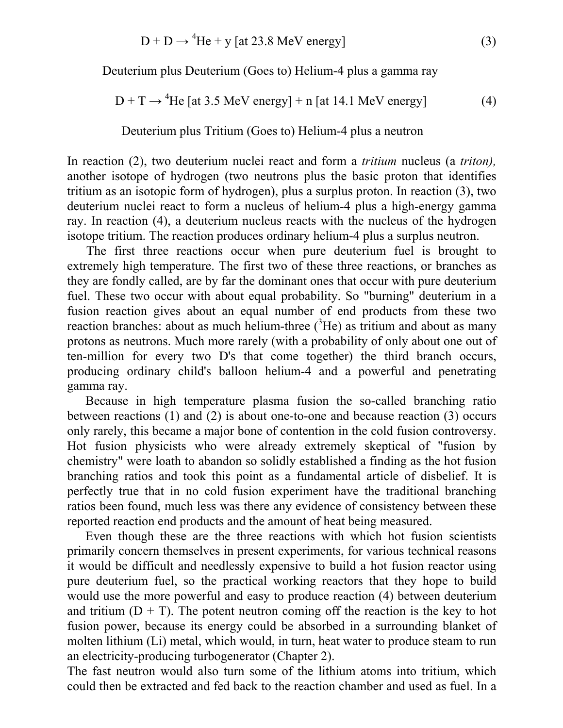$$D + D \rightarrow {}^{4}He + \gamma \text{ [at 23.8 MeV energy]} \quad (3)$$

Deuterium plus Deuterium (Goes to) Helium-4 plus a gamma ray

$$D + T \rightarrow {}^{4}He \text{ [at 3.5 MeV energy]} + n \text{ [at 14.1 MeV energy]} \quad (4)$$

Deuterium plus Tritium (Goes to) Helium-4 plus a neutron

In reaction (2), two deuterium nuclei react and form a *tritium* nucleus (a *triton),* another isotope of hydrogen (two neutrons plus the basic proton that identifies tritium as an isotopic form of hydrogen), plus a surplus proton. In reaction (3), two deuterium nuclei react to form a nucleus of helium-4 plus a high-energy gamma ray. In reaction (4), a deuterium nucleus reacts with the nucleus of the hydrogen isotope tritium. The reaction produces ordinary helium-4 plus a surplus neutron.

The first three reactions occur when pure deuterium fuel is brought to extremely high temperature. The first two of these three reactions, or branches as they are fondly called, are by far the dominant ones that occur with pure deuterium fuel. These two occur with about equal probability. So "burning" deuterium in a fusion reaction gives about an equal number of end products from these two reaction branches: about as much helium-three ($^{3}He$) as tritium and about as many protons as neutrons. Much more rarely (with a probability of only about one out of ten-million for every two D's that come together) the third branch occurs, producing ordinary child's balloon helium-4 and a powerful and penetrating gamma ray.

Because in high temperature plasma fusion the so-called branching ratio between reactions (1) and (2) is about one-to-one and because reaction (3) occurs only rarely, this became a major bone of contention in the cold fusion controversy. Hot fusion physicists who were already extremely skeptical of "fusion by chemistry" were loath to abandon so solidly established a finding as the hot fusion branching ratios and took this point as a fundamental article of disbelief. It is perfectly true that in no cold fusion experiment have the traditional branching ratios been found, much less was there any evidence of consistency between these reported reaction end products and the amount of heat being measured.

Even though these are the three reactions with which hot fusion scientists primarily concern themselves in present experiments, for various technical reasons it would be difficult and needlessly expensive to build a hot fusion reactor using pure deuterium fuel, so the practical working reactors that they hope to build would use the more powerful and easy to produce reaction (4) between deuterium and tritium (D + T). The potent neutron coming off the reaction is the key to hot fusion power, because its energy could be absorbed in a surrounding blanket of molten lithium (Li) metal, which would, in turn, heat water to produce steam to run an electricity-producing turbogenerator (Chapter 2).

The fast neutron would also turn some of the lithium atoms into tritium, which could then be extracted and fed back to the reaction chamber and used as fuel. In a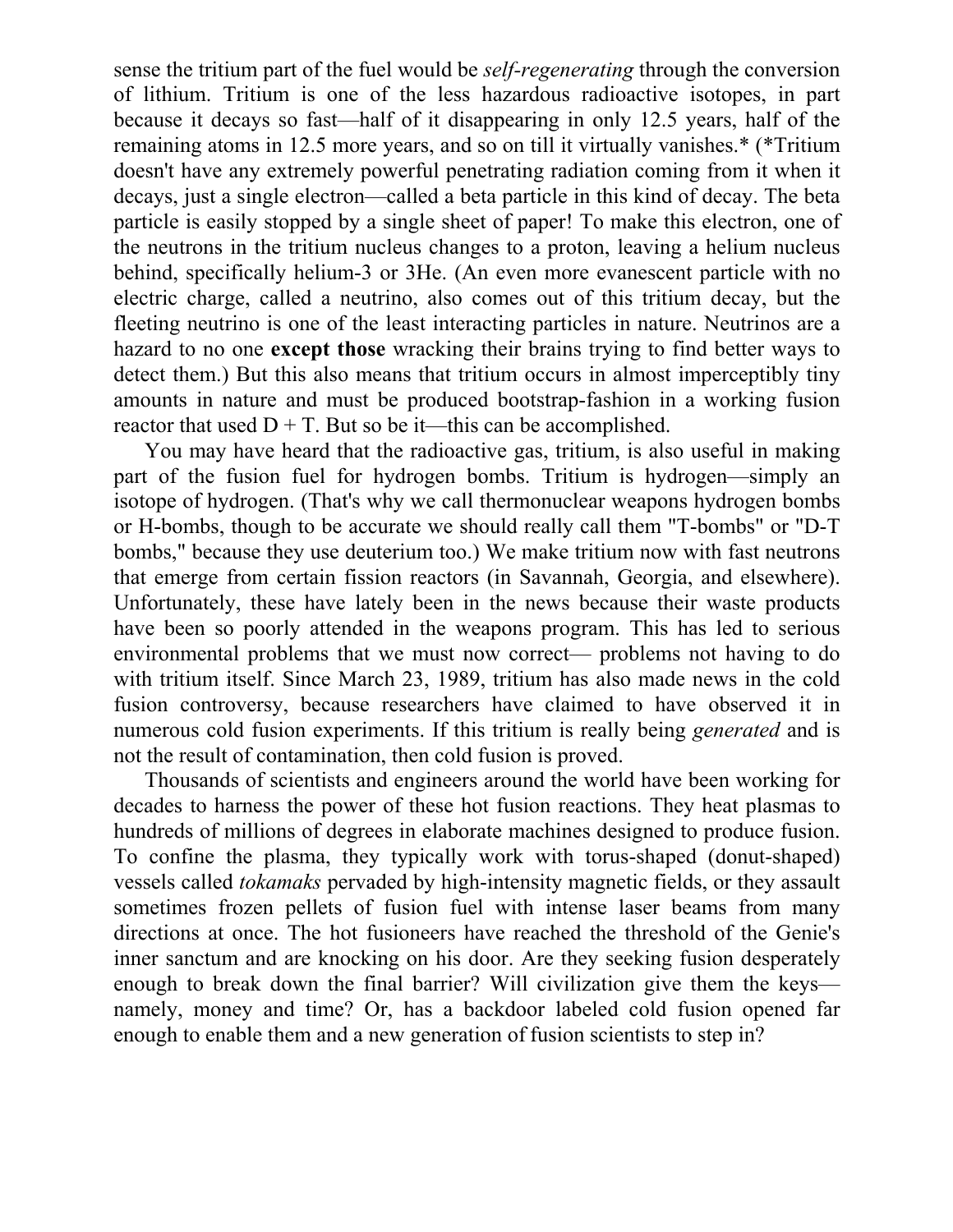sense the tritium part of the fuel would be *self-regenerating* through the conversion of lithium. Tritium is one of the less hazardous radioactive isotopes, in part because it decays so fast—half of it disappearing in only 12.5 years, half of the remaining atoms in 12.5 more years, and so on till it virtually vanishes.* (*Tritium doesn't have any extremely powerful penetrating radiation coming from it when it decays, just a single electron—called a beta particle in this kind of decay. The beta particle is easily stopped by a single sheet of paper! To make this electron, one of the neutrons in the tritium nucleus changes to a proton, leaving a helium nucleus behind, specifically helium-3 or 3He. (An even more evanescent particle with no electric charge, called a neutrino, also comes out of this tritium decay, but the fleeting neutrino is one of the least interacting particles in nature. Neutrinos are a hazard to no one **except those** wracking their brains trying to find better ways to detect them.) But this also means that tritium occurs in almost imperceptibly tiny amounts in nature and must be produced bootstrap-fashion in a working fusion reactor that used D + T. But so be it—this can be accomplished.

You may have heard that the radioactive gas, tritium, is also useful in making part of the fusion fuel for hydrogen bombs. Tritium is hydrogen—simply an isotope of hydrogen. (That's why we call thermonuclear weapons hydrogen bombs or H-bombs, though to be accurate we should really call them "T-bombs" or "D-T bombs," because they use deuterium too.) We make tritium now with fast neutrons that emerge from certain fission reactors (in Savannah, Georgia, and elsewhere). Unfortunately, these have lately been in the news because their waste products have been so poorly attended in the weapons program. This has led to serious environmental problems that we must now correct— problems not having to do with tritium itself. Since March 23, 1989, tritium has also made news in the cold fusion controversy, because researchers have claimed to have observed it in numerous cold fusion experiments. If this tritium is really being *generated* and is not the result of contamination, then cold fusion is proved.

Thousands of scientists and engineers around the world have been working for decades to harness the power of these hot fusion reactions. They heat plasmas to hundreds of millions of degrees in elaborate machines designed to produce fusion. To confine the plasma, they typically work with torus-shaped (donut-shaped) vessels called *tokamaks* pervaded by high-intensity magnetic fields, or they assault sometimes frozen pellets of fusion fuel with intense laser beams from many directions at once. The hot fusioneers have reached the threshold of the Genie's inner sanctum and are knocking on his door. Are they seeking fusion desperately enough to break down the final barrier? Will civilization give them the keys—namely, money and time? Or, has a backdoor labeled cold fusion opened far enough to enable them and a new generation of fusion scientists to step in?